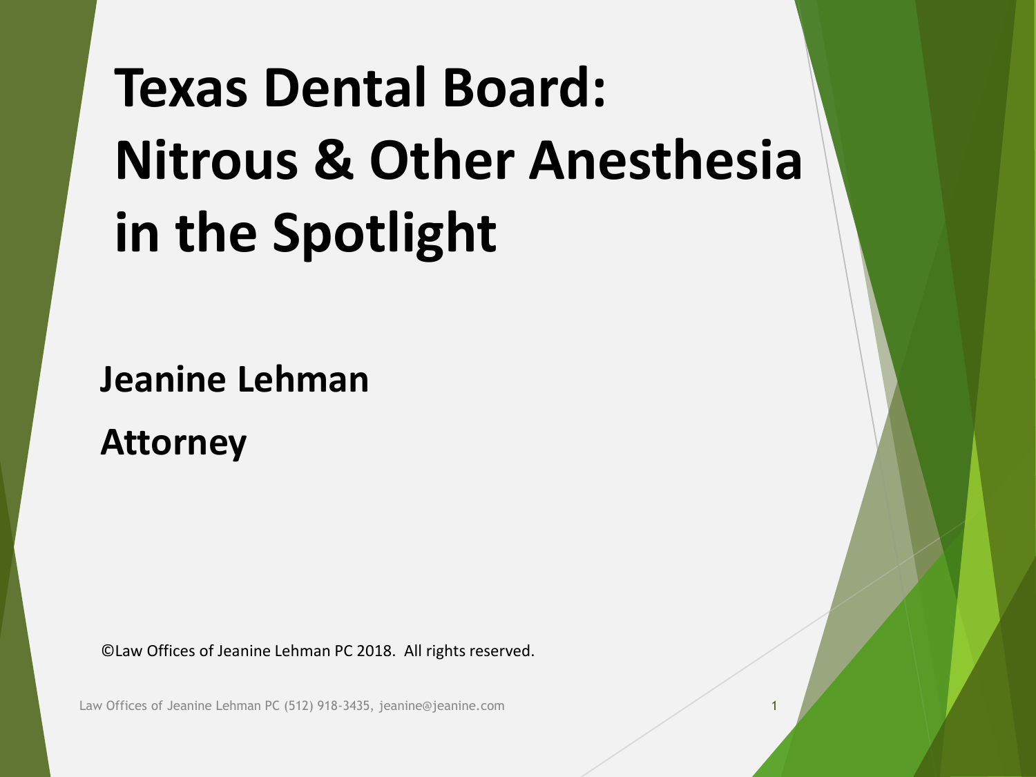# Texas Dental Board: Nitrous & Other Anesthesia in the Spotlight

**Jeanine Lehman**

**Attorney**

©Law Offices of Jeanine Lehman PC 2018. All rights reserved.

Law Offices of Jeanine Lehman PC (512) 918-3435, jeanine@jeanine.com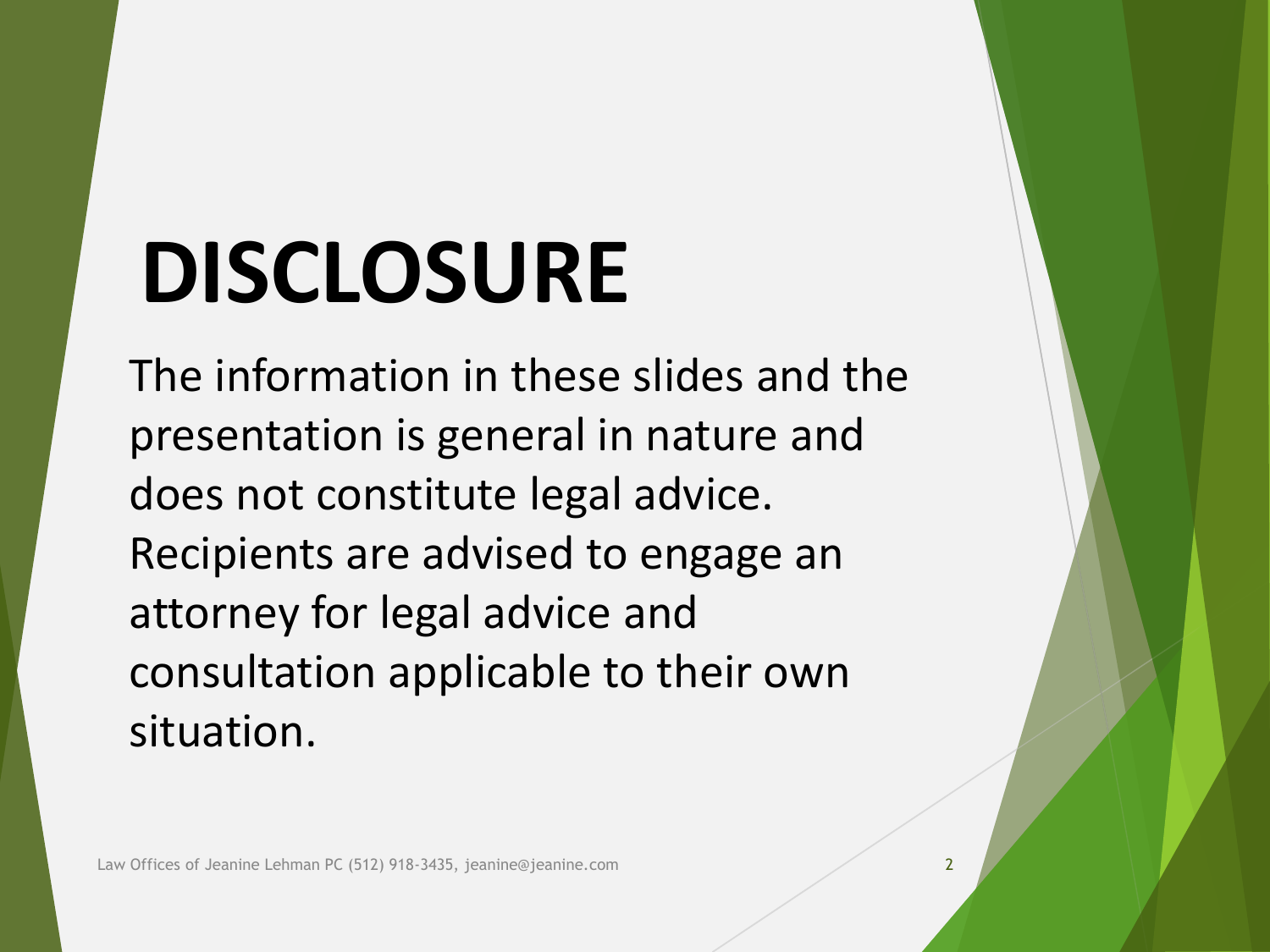# DISCLOSURE

The information in these slides and the presentation is general in nature and does not constitute legal advice. Recipients are advised to engage an attorney for legal advice and consultation applicable to their own situation.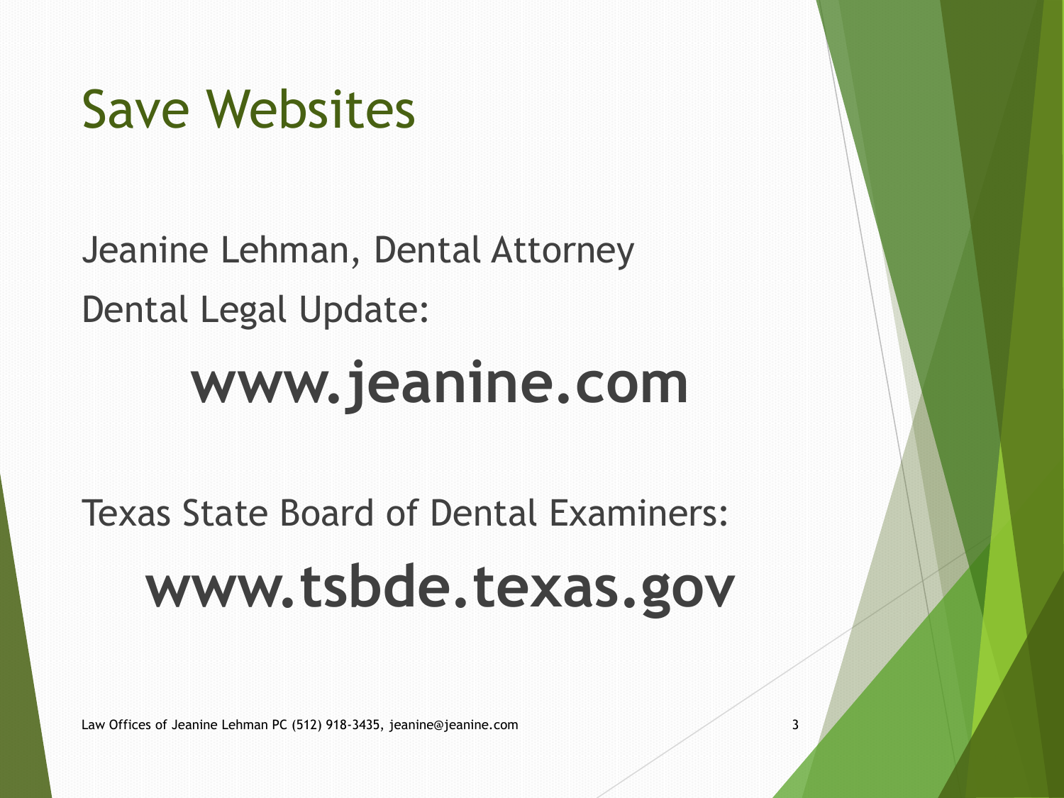# Save Websites

Jeanine Lehman, Dental Attorney

Dental Legal Update:

**www.jeanine.com**

Texas State Board of Dental Examiners:

**www.tsbde.texas.gov**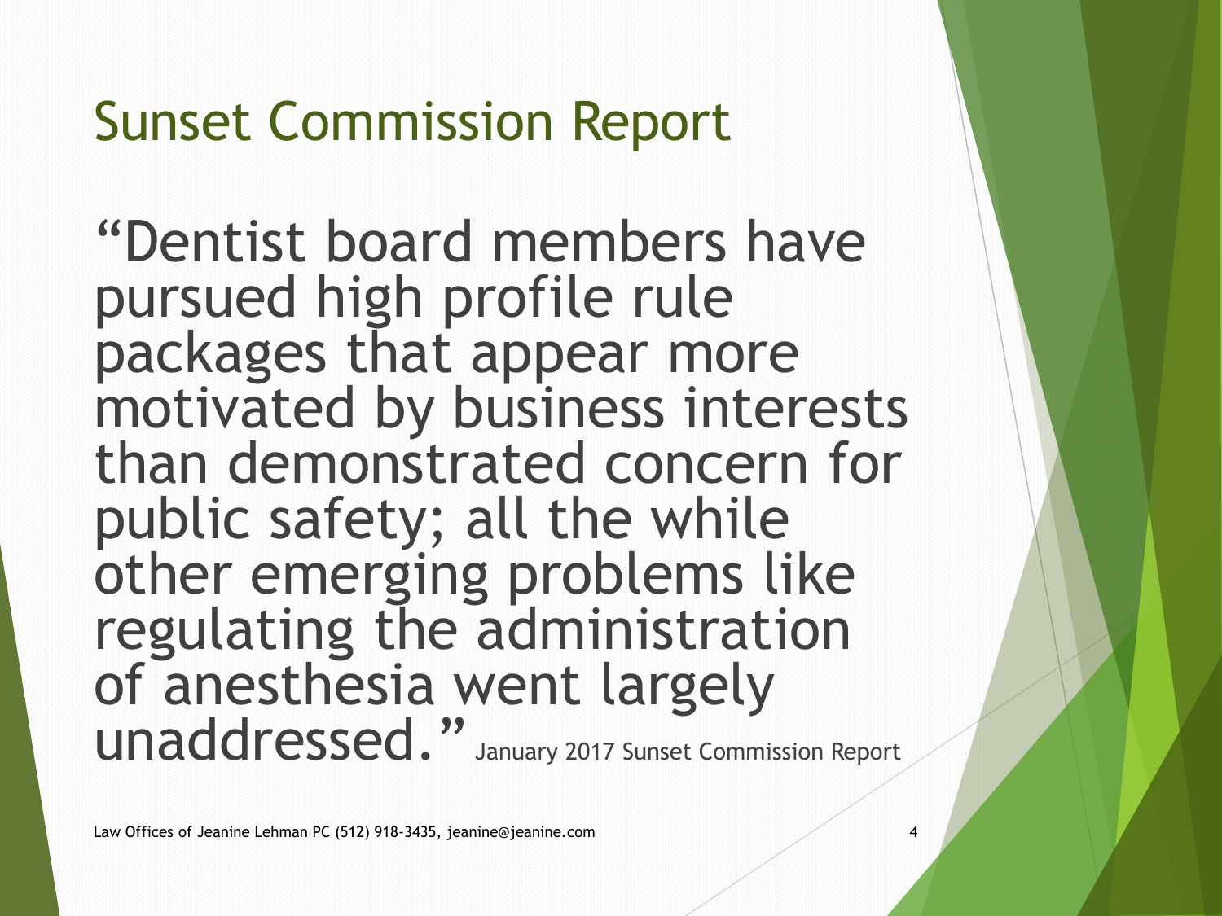# Sunset Commission Report

"Dentist board members have pursued high profile rule packages that appear more motivated by business interests than demonstrated concern for public safety; all the while other emerging problems like regulating the administration of anesthesia went largely unaddressed." January 2017 Sunset Commission Report

Law Offices of Jeanine Lehman PC (512) 918-3435, jeanine@jeanine.com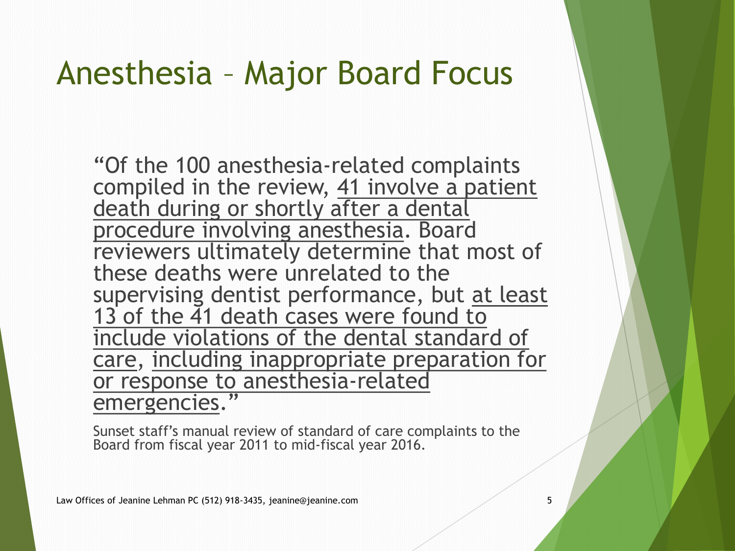# Anesthesia – Major Board Focus

"Of the 100 anesthesia-related complaints compiled in the review, <u>41 involve a patient death during or shortly after a dental procedure involving anesthesia</u>. Board reviewers ultimately determine that most of these deaths were unrelated to the supervising dentist performance, but <u>at least 13 of the 41 death cases were found to include violations of the dental standard of care</u>, <u>including inappropriate preparation for or response to anesthesia-related emergencies</u>."

Sunset staff's manual review of standard of care complaints to the Board from fiscal year 2011 to mid-fiscal year 2016.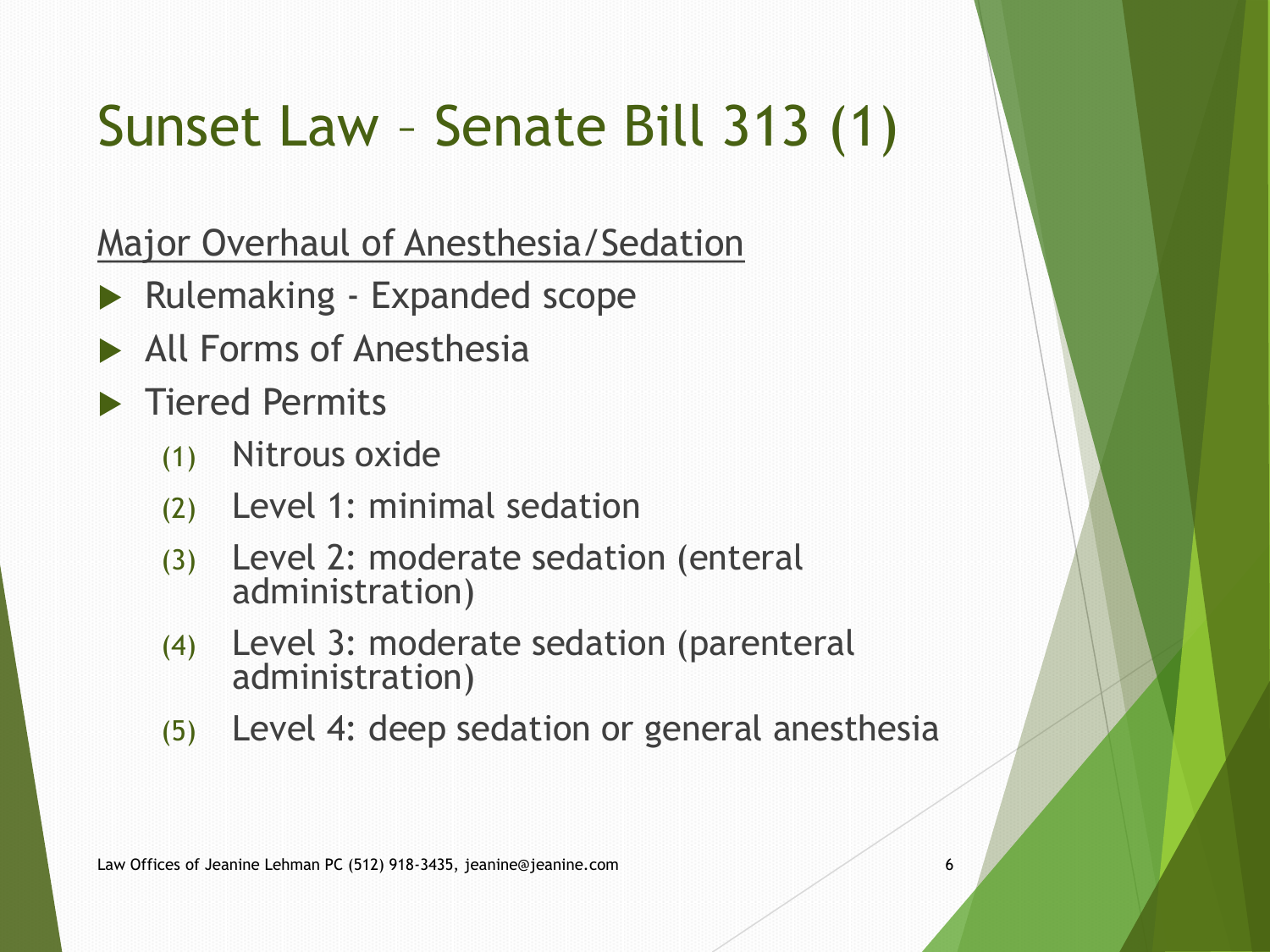# Sunset Law – Senate Bill 313 (1)

<u>Major Overhaul of Anesthesia/Sedation</u>

- Rulemaking - Expanded scope
- All Forms of Anesthesia
- Tiered Permits
  1. Nitrous oxide
  2. Level 1: minimal sedation
  3. Level 2: moderate sedation (enteral administration)
  4. Level 3: moderate sedation (parenteral administration)
  5. Level 4: deep sedation or general anesthesia

Law Offices of Jeanine Lehman PC (512) 918-3435, jeanine@jeanine.com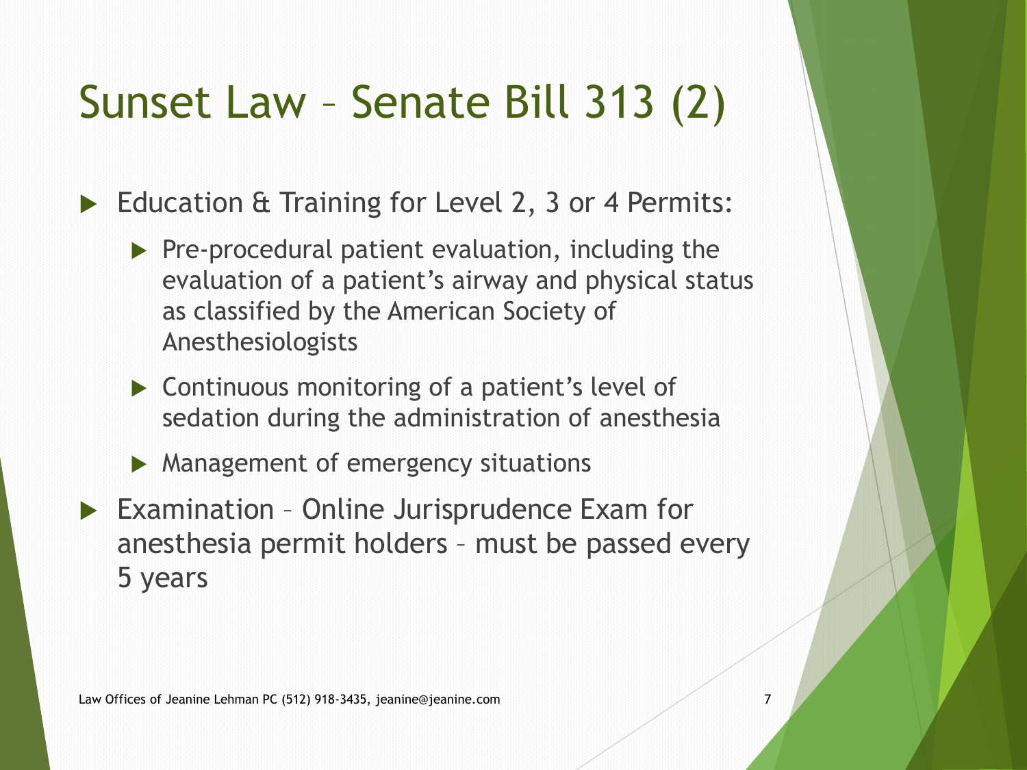# Sunset Law – Senate Bill 313 (2)

- Education & Training for Level 2, 3 or 4 Permits:
  - Pre-procedural patient evaluation, including the evaluation of a patient's airway and physical status as classified by the American Society of Anesthesiologists
  - Continuous monitoring of a patient's level of sedation during the administration of anesthesia
  - Management of emergency situations
- Examination – Online Jurisprudence Exam for anesthesia permit holders – must be passed every 5 years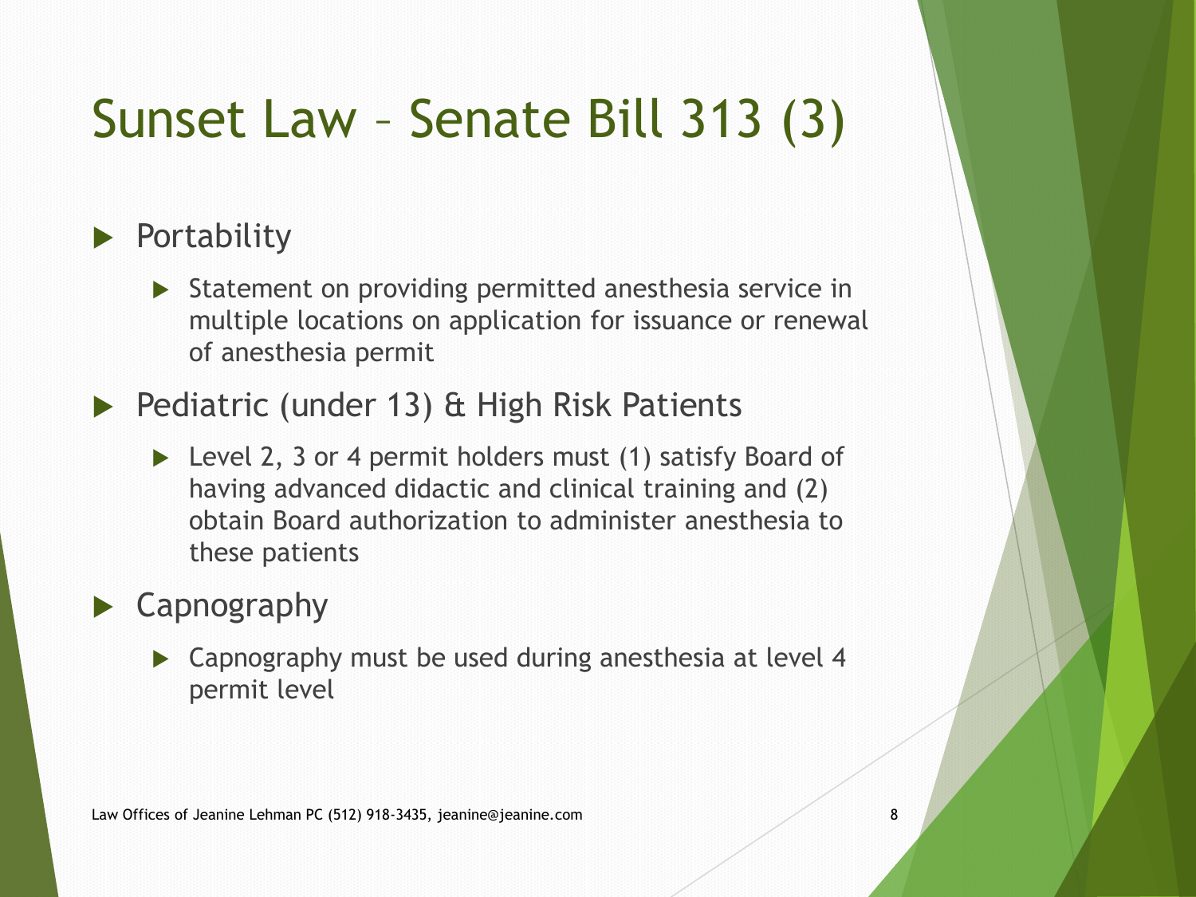# Sunset Law – Senate Bill 313 (3)

- Portability
  - Statement on providing permitted anesthesia service in multiple locations on application for issuance or renewal of anesthesia permit
- Pediatric (under 13) & High Risk Patients
  - Level 2, 3 or 4 permit holders must (1) satisfy Board of having advanced didactic and clinical training and (2) obtain Board authorization to administer anesthesia to these patients
- Capnography
  - Capnography must be used during anesthesia at level 4 permit level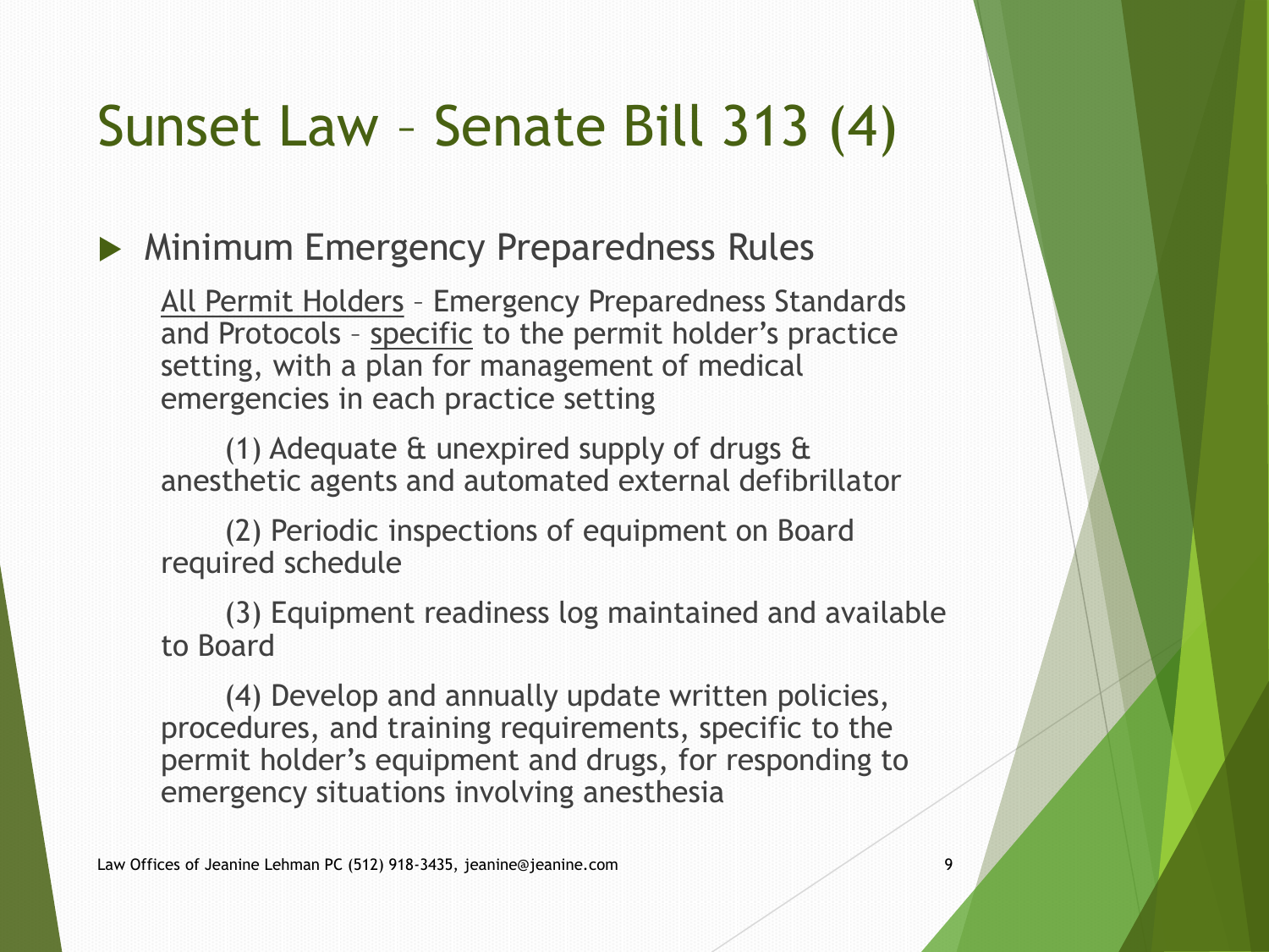# Sunset Law – Senate Bill 313 (4)

- Minimum Emergency Preparedness Rules

  <u>All Permit Holders</u> – Emergency Preparedness Standards and Protocols – <u>specific</u> to the permit holder's practice setting, with a plan for management of medical emergencies in each practice setting

  (1) Adequate & unexpired supply of drugs & anesthetic agents and automated external defibrillator

  (2) Periodic inspections of equipment on Board required schedule

  (3) Equipment readiness log maintained and available to Board

  (4) Develop and annually update written policies, procedures, and training requirements, specific to the permit holder's equipment and drugs, for responding to emergency situations involving anesthesia

Law Offices of Jeanine Lehman PC (512) 918-3435, jeanine@jeanine.com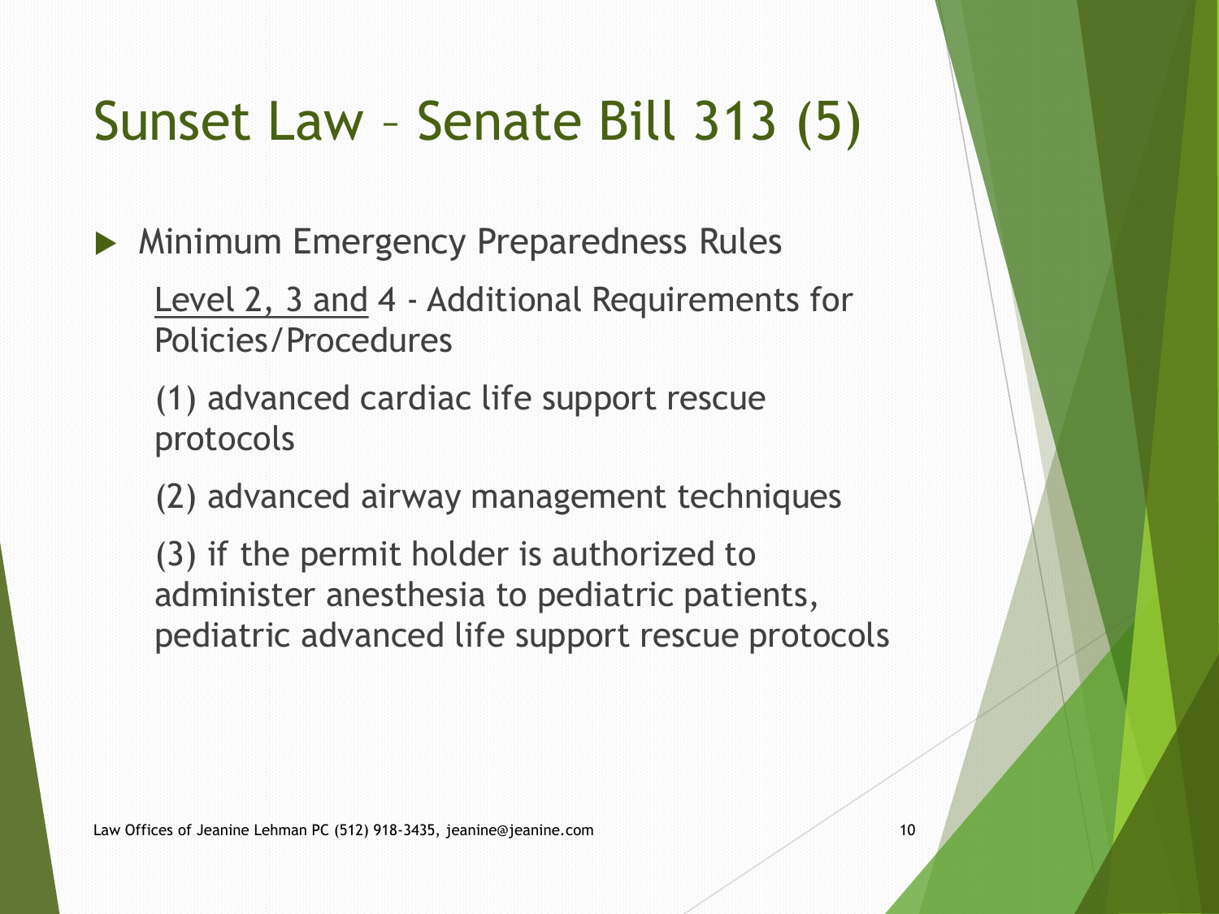# Sunset Law – Senate Bill 313 (5)

- Minimum Emergency Preparedness Rules

  Level 2, 3 and 4 - Additional Requirements for Policies/Procedures

  (1) advanced cardiac life support rescue protocols

  (2) advanced airway management techniques

  (3) if the permit holder is authorized to administer anesthesia to pediatric patients, pediatric advanced life support rescue protocols

Law Offices of Jeanine Lehman PC (512) 918-3435, jeanine@jeanine.com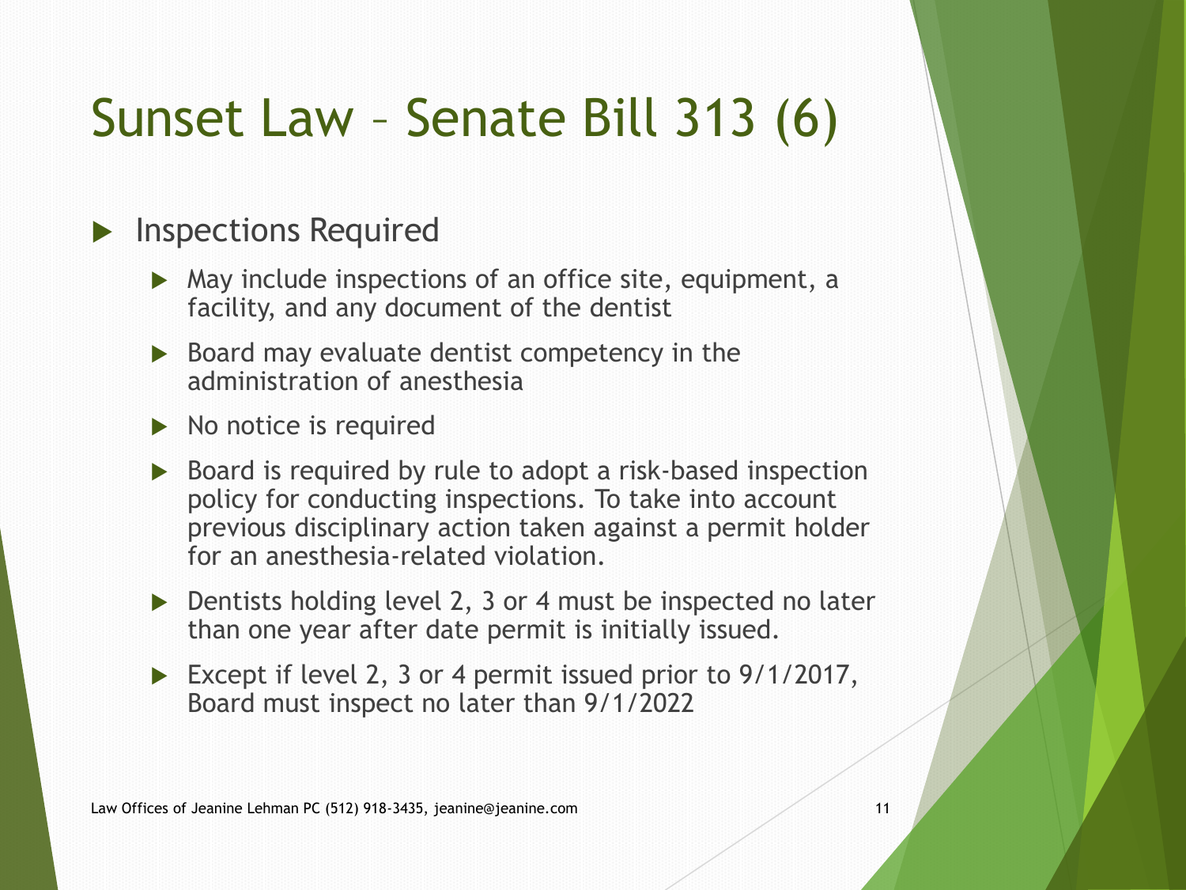# Sunset Law – Senate Bill 313 (6)

- Inspections Required
  - May include inspections of an office site, equipment, a facility, and any document of the dentist
  - Board may evaluate dentist competency in the administration of anesthesia
  - No notice is required
  - Board is required by rule to adopt a risk-based inspection policy for conducting inspections. To take into account previous disciplinary action taken against a permit holder for an anesthesia-related violation.
  - Dentists holding level 2, 3 or 4 must be inspected no later than one year after date permit is initially issued.
  - Except if level 2, 3 or 4 permit issued prior to 9/1/2017, Board must inspect no later than 9/1/2022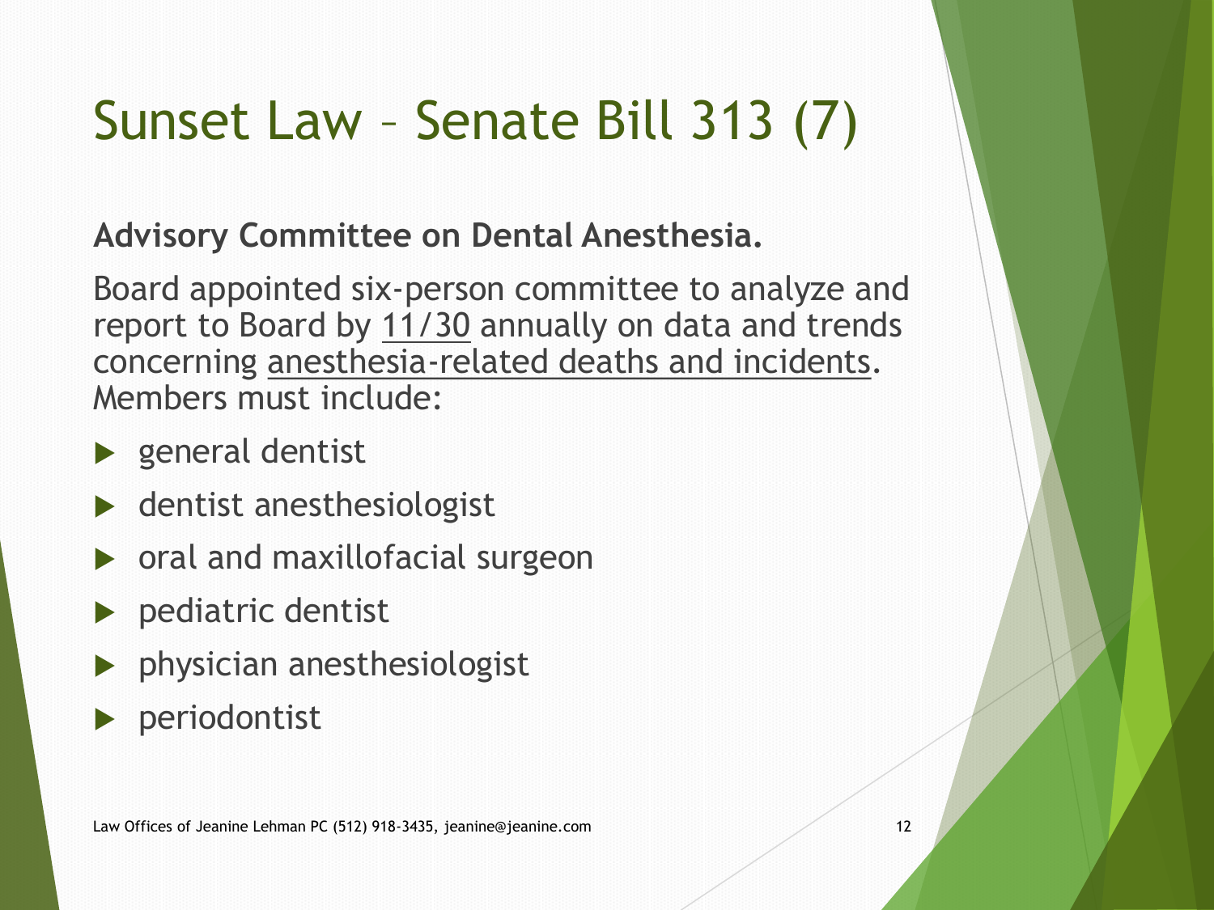# Sunset Law – Senate Bill 313 (7)

**Advisory Committee on Dental Anesthesia.**

Board appointed six-person committee to analyze and report to Board by 11/30 annually on data and trends concerning anesthesia-related deaths and incidents. Members must include:

- general dentist
- dentist anesthesiologist
- oral and maxillofacial surgeon
- pediatric dentist
- physician anesthesiologist
- periodontist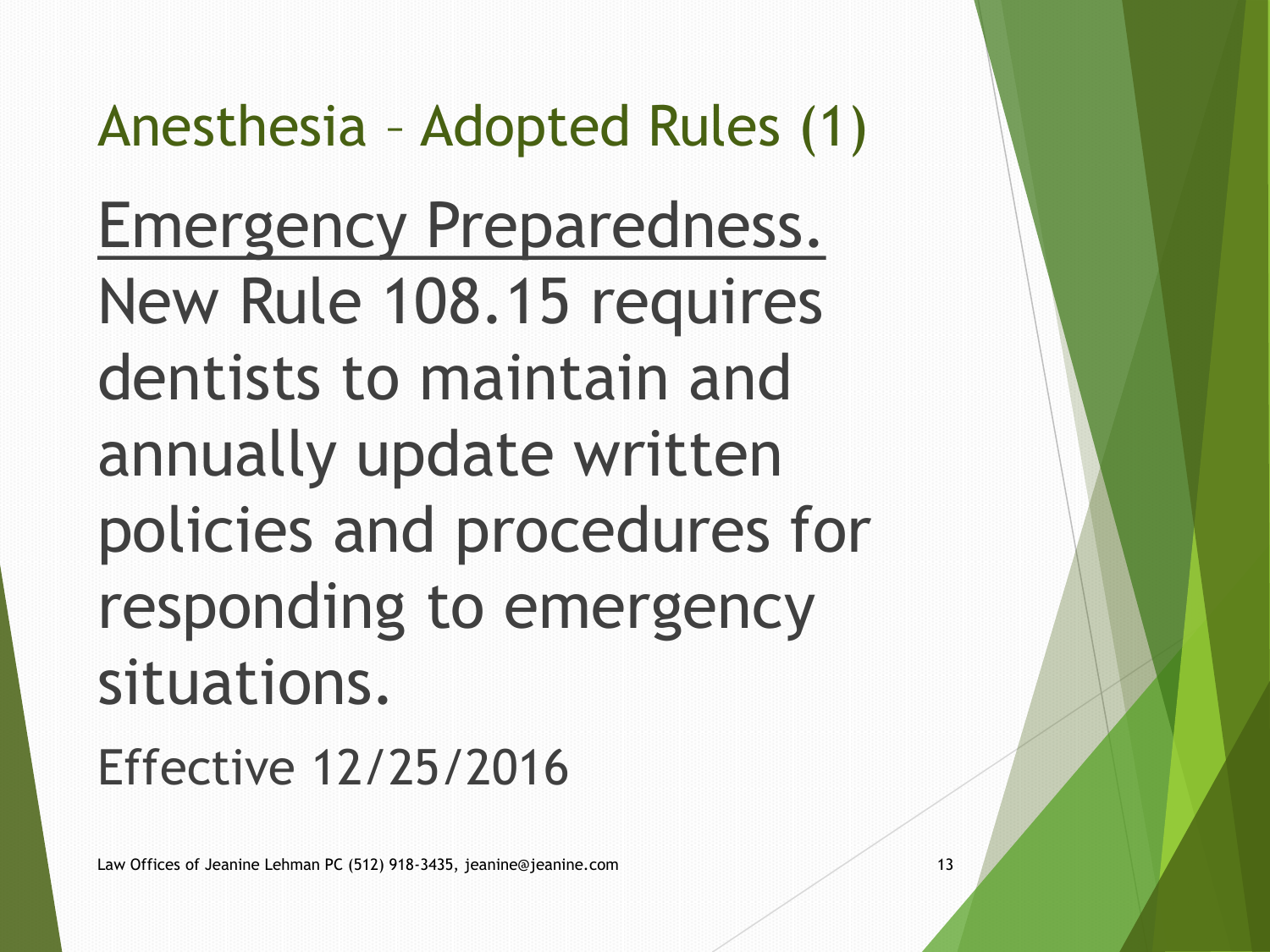# Anesthesia – Adopted Rules (1)

Emergency Preparedness. New Rule 108.15 requires dentists to maintain and annually update written policies and procedures for responding to emergency situations.

Effective 12/25/2016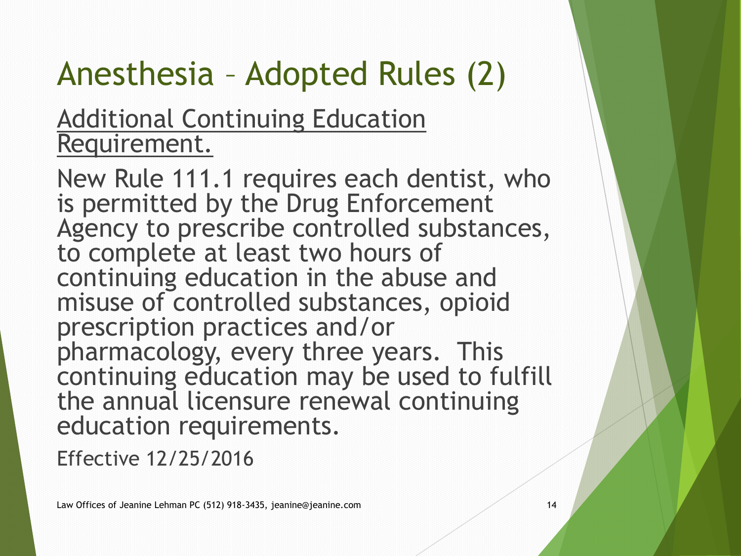# Anesthesia – Adopted Rules (2)

Additional Continuing Education Requirement.

New Rule 111.1 requires each dentist, who is permitted by the Drug Enforcement Agency to prescribe controlled substances, to complete at least two hours of continuing education in the abuse and misuse of controlled substances, opioid prescription practices and/or pharmacology, every three years. This continuing education may be used to fulfill the annual licensure renewal continuing education requirements.

Effective 12/25/2016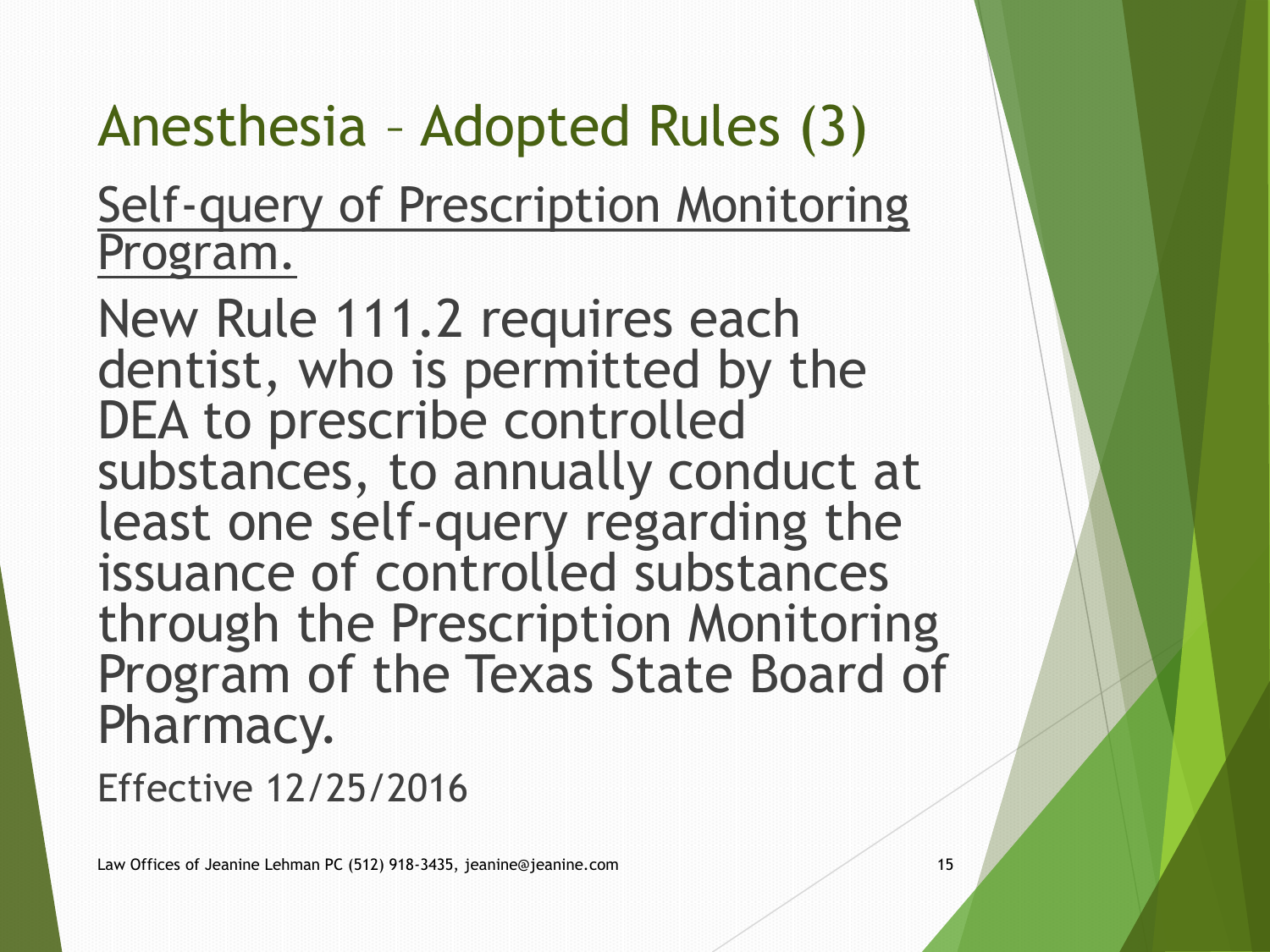# Anesthesia – Adopted Rules (3)

Self-query of Prescription Monitoring Program.

New Rule 111.2 requires each dentist, who is permitted by the DEA to prescribe controlled substances, to annually conduct at least one self-query regarding the issuance of controlled substances through the Prescription Monitoring Program of the Texas State Board of Pharmacy.

Effective 12/25/2016

Law Offices of Jeanine Lehman PC (512) 918-3435, jeanine@jeanine.com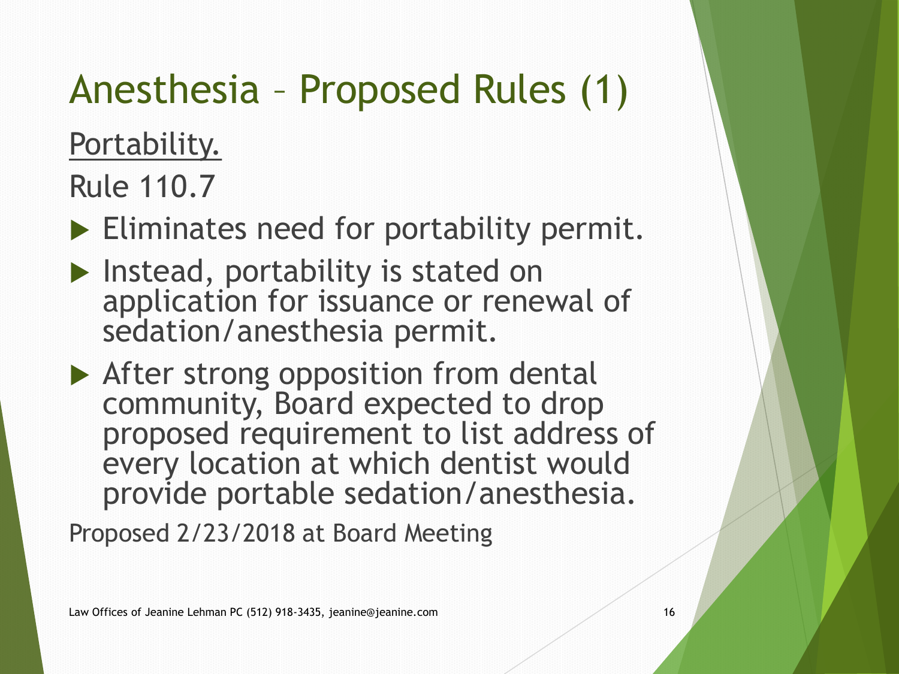# Anesthesia – Proposed Rules (1)

Portability.

Rule 110.7

- Eliminates need for portability permit.
- Instead, portability is stated on application for issuance or renewal of sedation/anesthesia permit.
- After strong opposition from dental community, Board expected to drop proposed requirement to list address of every location at which dentist would provide portable sedation/anesthesia.

Proposed 2/23/2018 at Board Meeting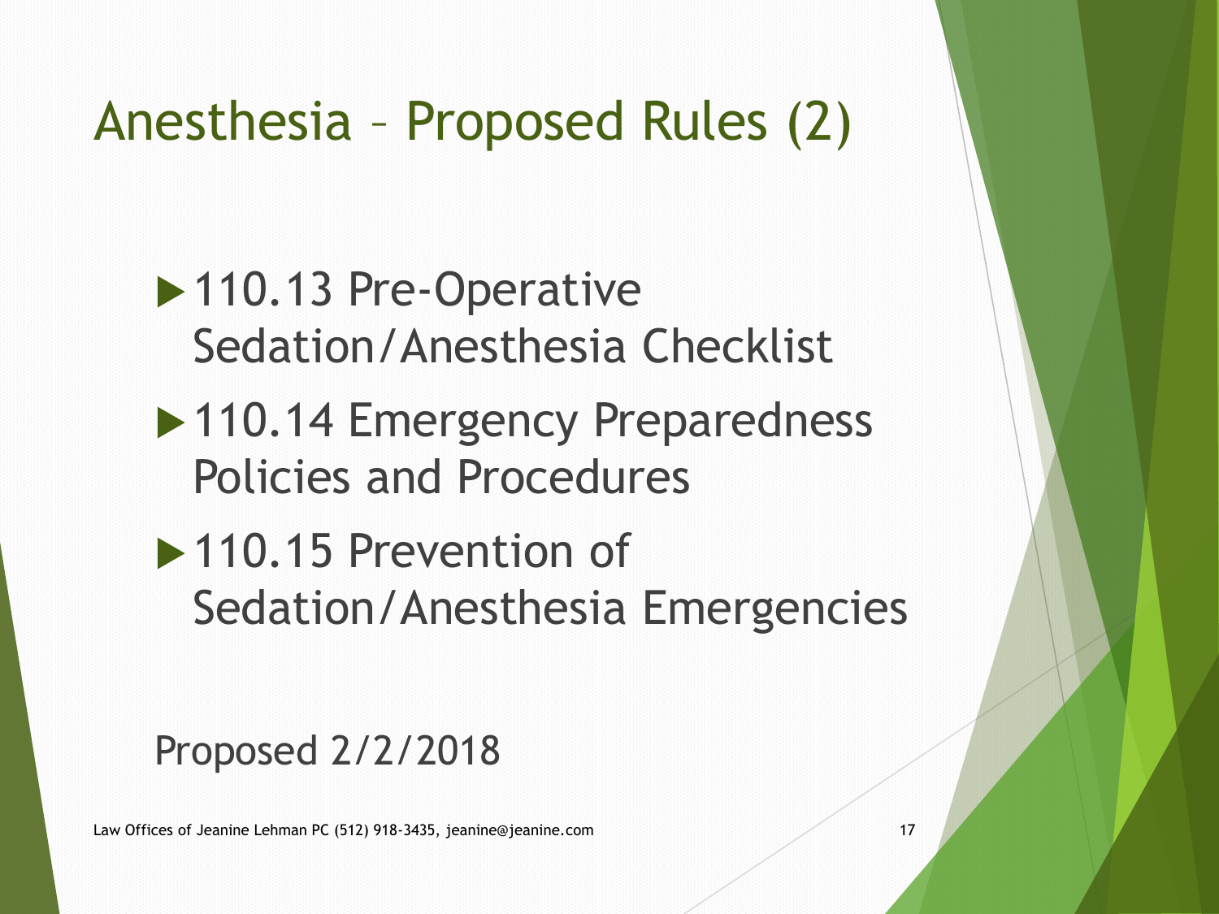# Anesthesia – Proposed Rules (2)

- 110.13 Pre-Operative Sedation/Anesthesia Checklist
- 110.14 Emergency Preparedness Policies and Procedures
- 110.15 Prevention of Sedation/Anesthesia Emergencies

Proposed 2/2/2018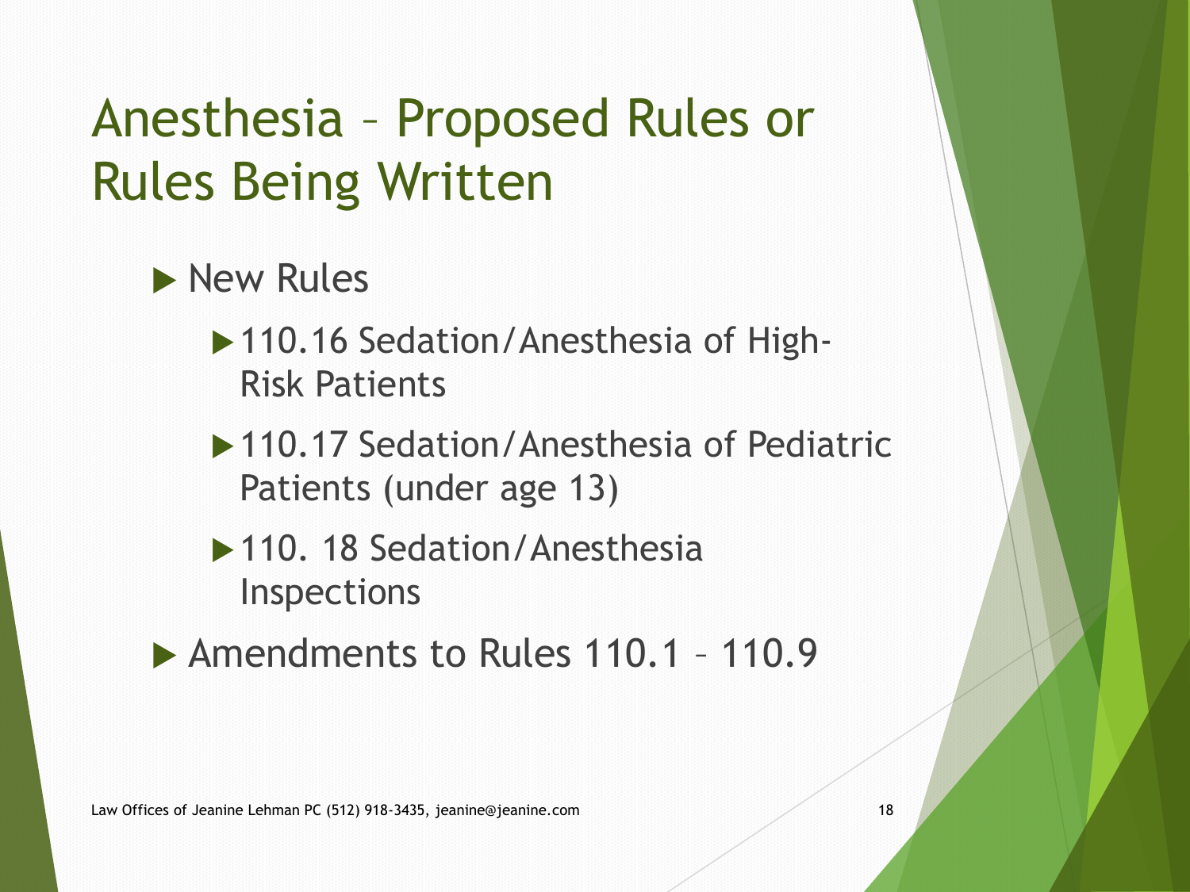# Anesthesia – Proposed Rules or Rules Being Written

- New Rules
  - 110.16 Sedation/Anesthesia of High-Risk Patients
  - 110.17 Sedation/Anesthesia of Pediatric Patients (under age 13)
  - 110. 18 Sedation/Anesthesia Inspections
- Amendments to Rules 110.1 – 110.9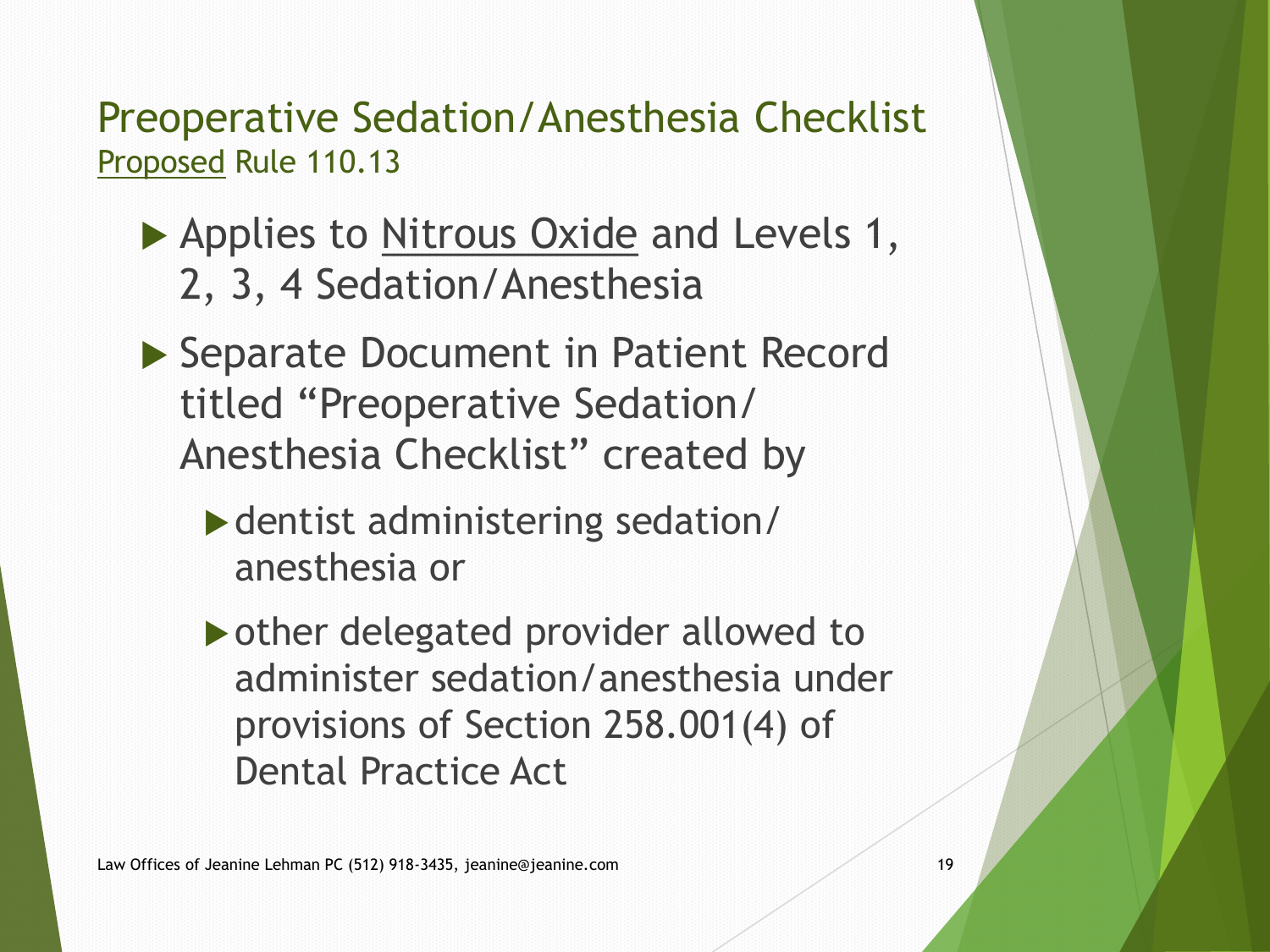## Preoperative Sedation/Anesthesia Checklist

Proposed Rule 110.13

- Applies to Nitrous Oxide and Levels 1, 2, 3, 4 Sedation/Anesthesia
- Separate Document in Patient Record titled "Preoperative Sedation/ Anesthesia Checklist" created by
  - dentist administering sedation/ anesthesia or
  - other delegated provider allowed to administer sedation/anesthesia under provisions of Section 258.001(4) of Dental Practice Act

Law Offices of Jeanine Lehman PC (512) 918-3435, jeanine@jeanine.com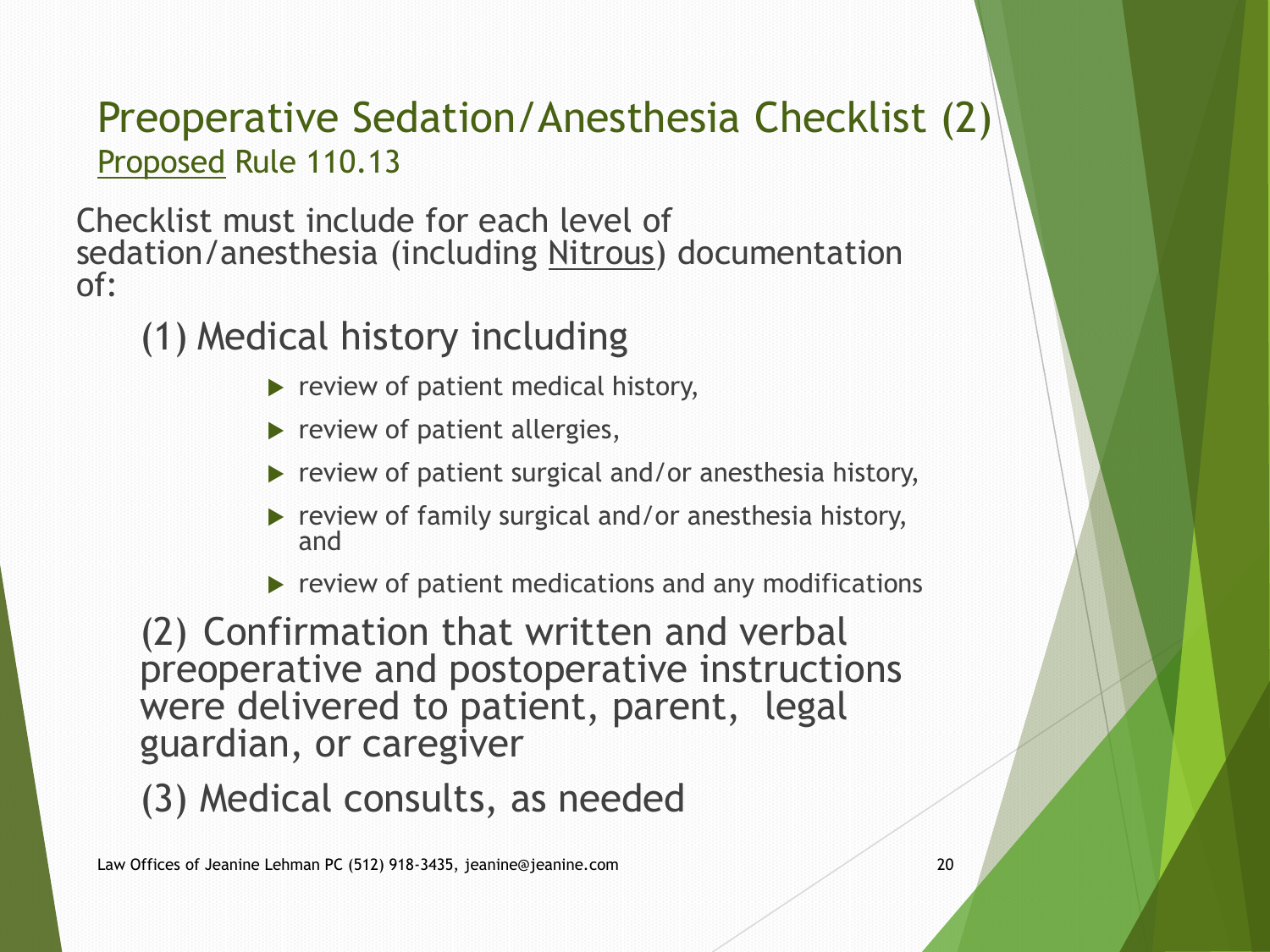# Preoperative Sedation/Anesthesia Checklist (2)

<u>Proposed</u> Rule 110.13

Checklist must include for each level of sedation/anesthesia (including <u>Nitrous</u>) documentation of:

(1) Medical history including

- review of patient medical history,
- review of patient allergies,
- review of patient surgical and/or anesthesia history,
- review of family surgical and/or anesthesia history, and
- review of patient medications and any modifications

(2) Confirmation that written and verbal preoperative and postoperative instructions were delivered to patient, parent, legal guardian, or caregiver

(3) Medical consults, as needed

Law Offices of Jeanine Lehman PC (512) 918-3435, jeanine@jeanine.com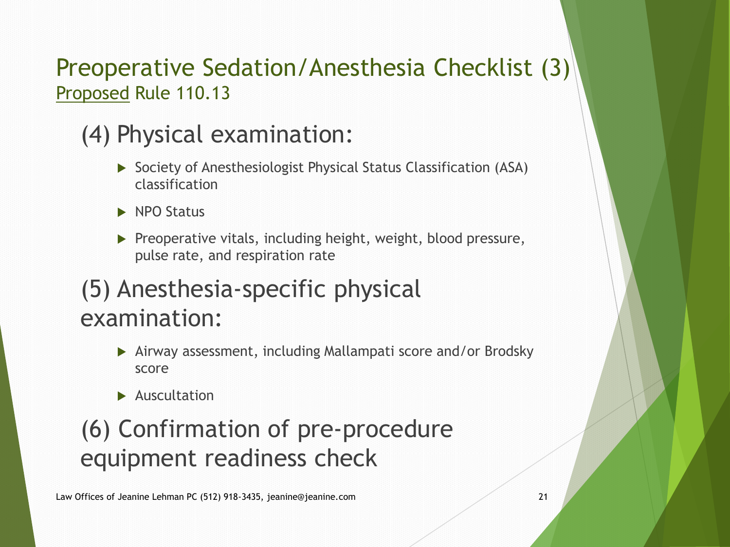# Preoperative Sedation/Anesthesia Checklist (3)

Proposed Rule 110.13

## (4) Physical examination:

- Society of Anesthesiologist Physical Status Classification (ASA) classification
- NPO Status
- Preoperative vitals, including height, weight, blood pressure, pulse rate, and respiration rate

## (5) Anesthesia-specific physical examination:

- Airway assessment, including Mallampati score and/or Brodsky score
- Auscultation

## (6) Confirmation of pre-procedure equipment readiness check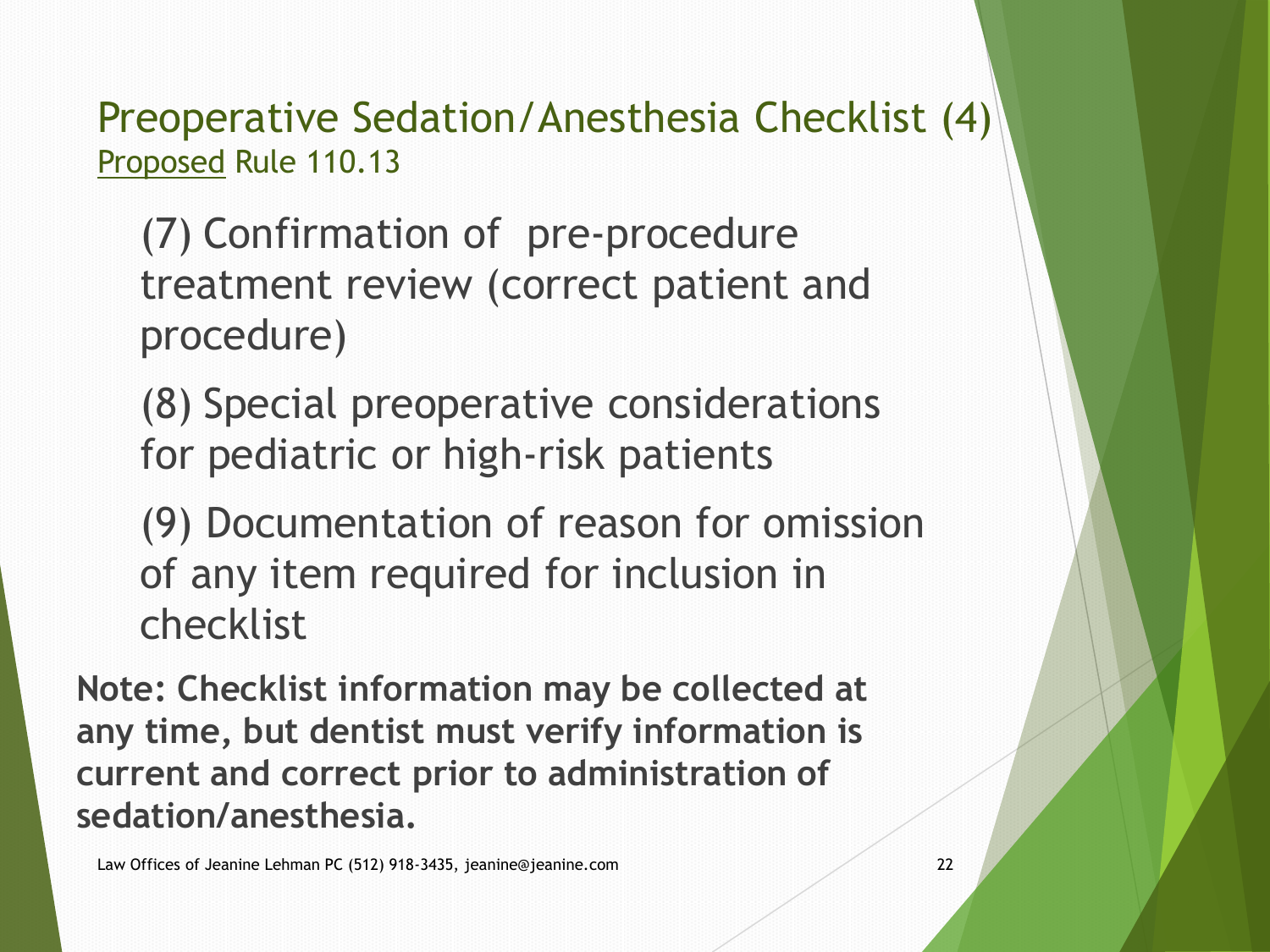# Preoperative Sedation/Anesthesia Checklist (4)

Proposed Rule 110.13

(7) Confirmation of pre-procedure treatment review (correct patient and procedure)

(8) Special preoperative considerations for pediatric or high-risk patients

(9) Documentation of reason for omission of any item required for inclusion in checklist

**Note: Checklist information may be collected at any time, but dentist must verify information is current and correct prior to administration of sedation/anesthesia.**

Law Offices of Jeanine Lehman PC (512) 918-3435, jeanine@jeanine.com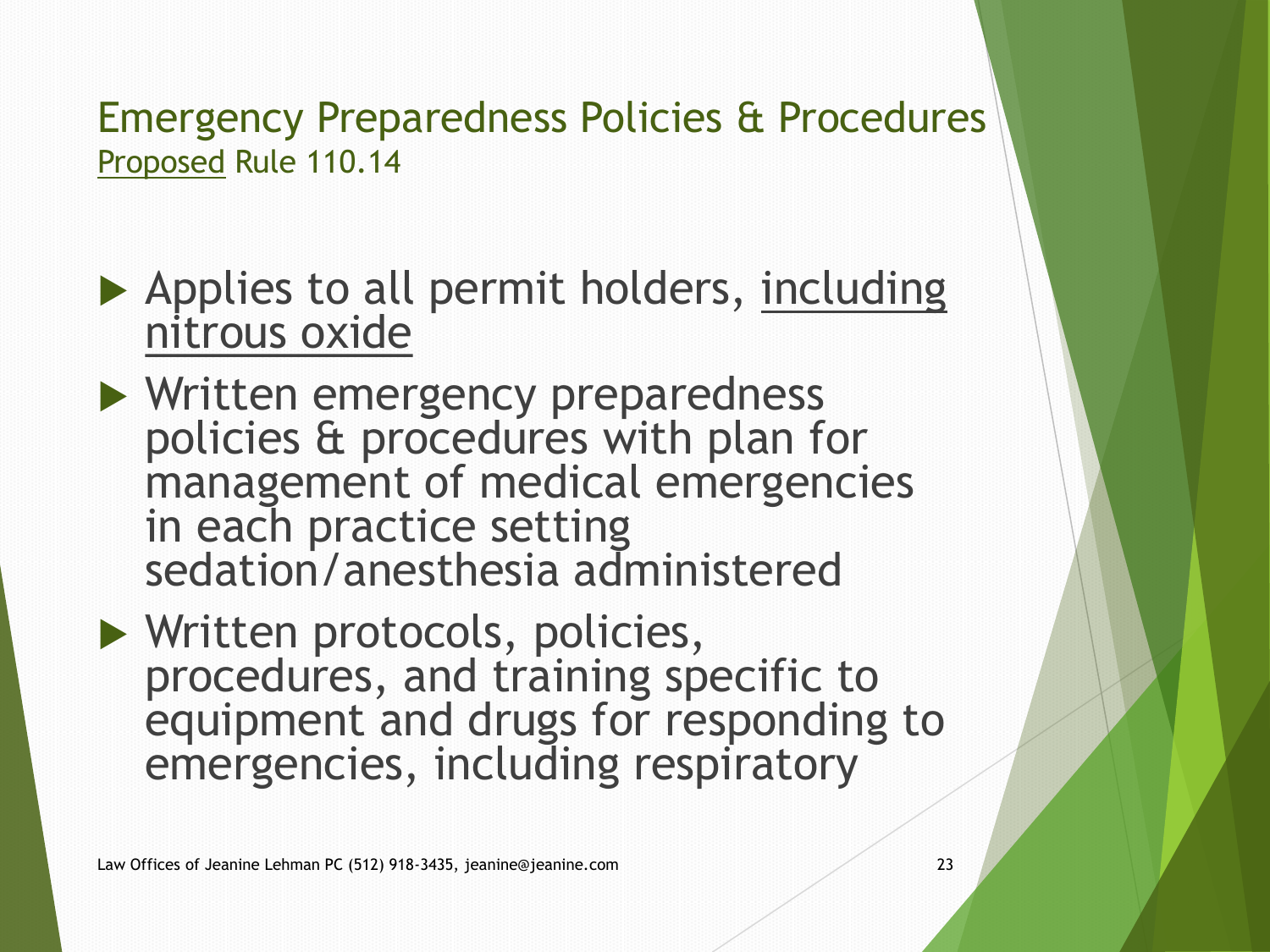# Emergency Preparedness Policies & Procedures

Proposed Rule 110.14

- Applies to all permit holders, including nitrous oxide
- Written emergency preparedness policies & procedures with plan for management of medical emergencies in each practice setting sedation/anesthesia administered
- Written protocols, policies, procedures, and training specific to equipment and drugs for responding to emergencies, including respiratory

Law Offices of Jeanine Lehman PC (512) 918-3435, jeanine@jeanine.com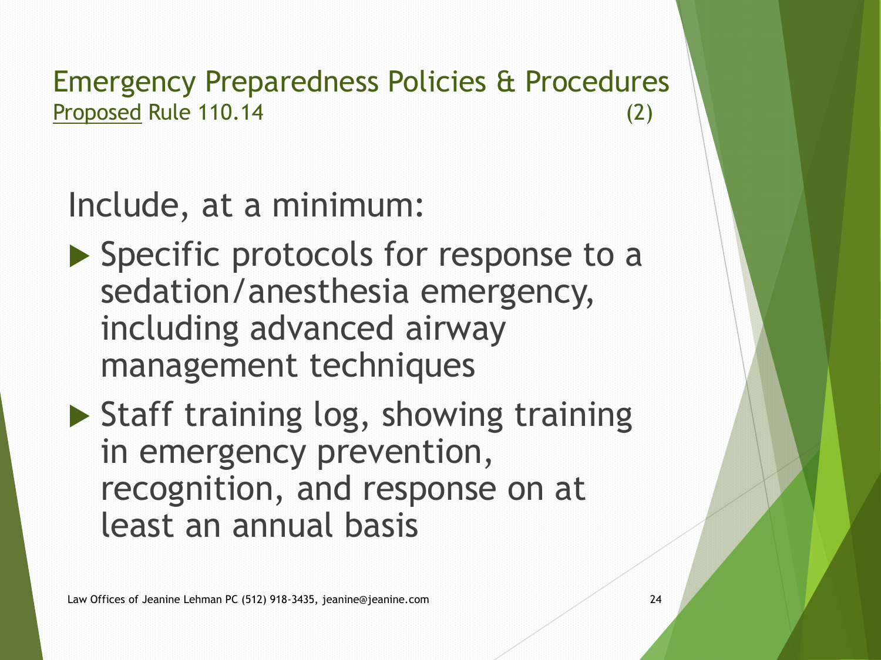## Emergency Preparedness Policies & Procedures

Proposed Rule 110.14 (2)

Include, at a minimum:

- Specific protocols for response to a sedation/anesthesia emergency, including advanced airway management techniques
- Staff training log, showing training in emergency prevention, recognition, and response on at least an annual basis

Law Offices of Jeanine Lehman PC (512) 918-3435, jeanine@jeanine.com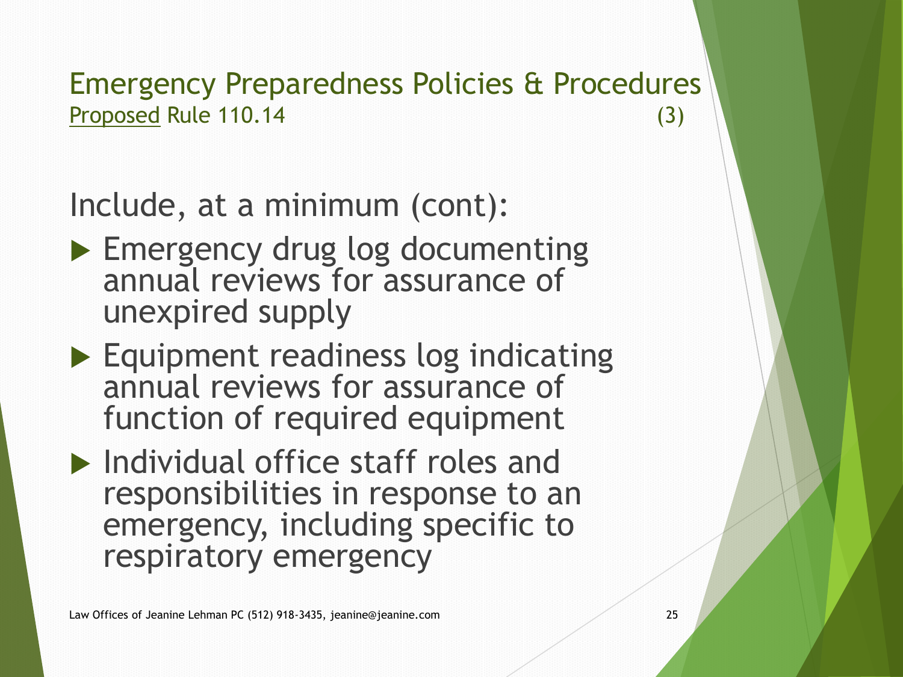# Emergency Preparedness Policies & Procedures

Proposed Rule 110.14 (3)

Include, at a minimum (cont):

- Emergency drug log documenting annual reviews for assurance of unexpired supply
- Equipment readiness log indicating annual reviews for assurance of function of required equipment
- Individual office staff roles and responsibilities in response to an emergency, including specific to respiratory emergency

Law Offices of Jeanine Lehman PC (512) 918-3435, jeanine@jeanine.com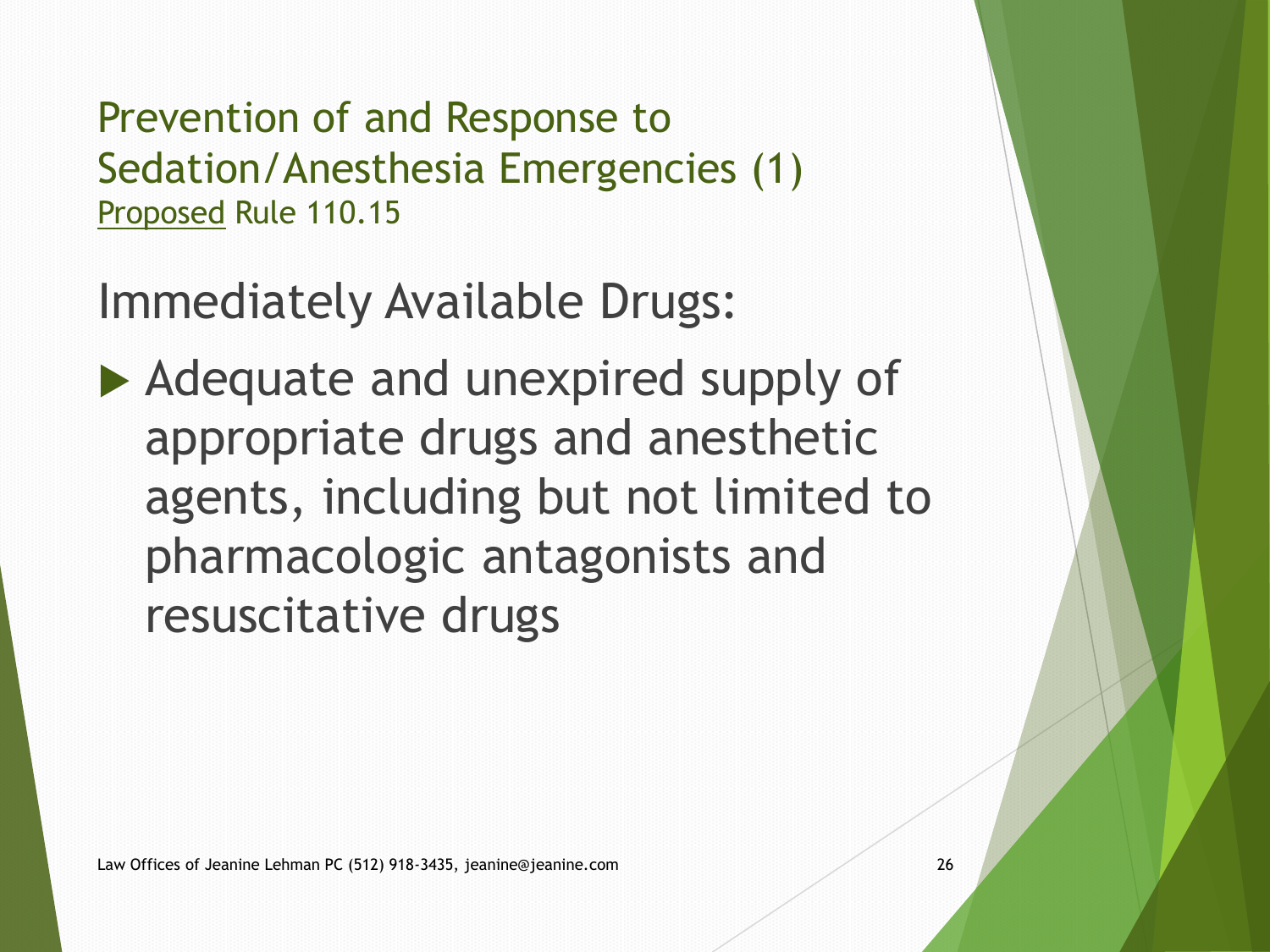## Prevention of and Response to Sedation/Anesthesia Emergencies (1)

Proposed Rule 110.15

Immediately Available Drugs:

- Adequate and unexpired supply of appropriate drugs and anesthetic agents, including but not limited to pharmacologic antagonists and resuscitative drugs

Law Offices of Jeanine Lehman PC (512) 918-3435, jeanine@jeanine.com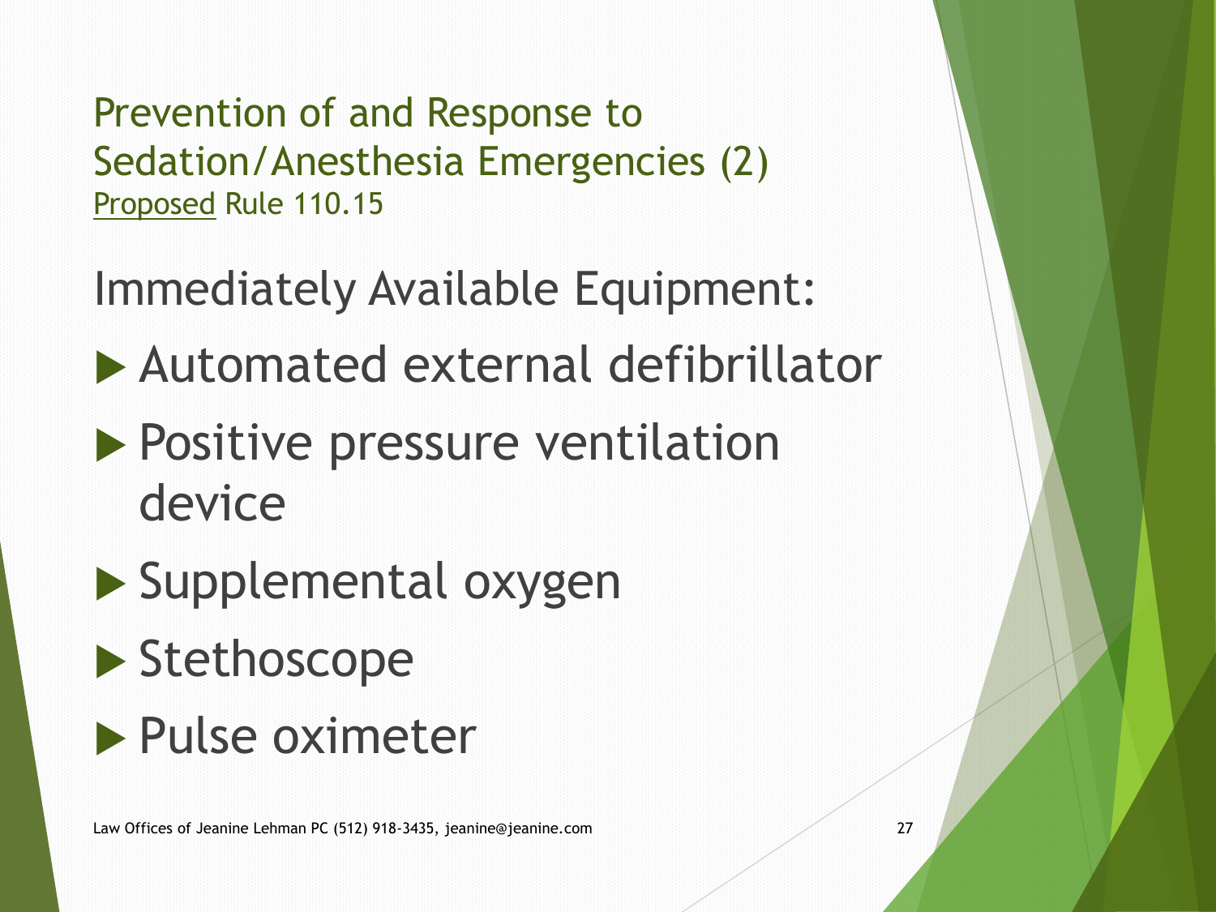## Prevention of and Response to Sedation/Anesthesia Emergencies (2)

Proposed Rule 110.15

Immediately Available Equipment:

- Automated external defibrillator
- Positive pressure ventilation device
- Supplemental oxygen
- Stethoscope
- Pulse oximeter

Law Offices of Jeanine Lehman PC (512) 918-3435, jeanine@jeanine.com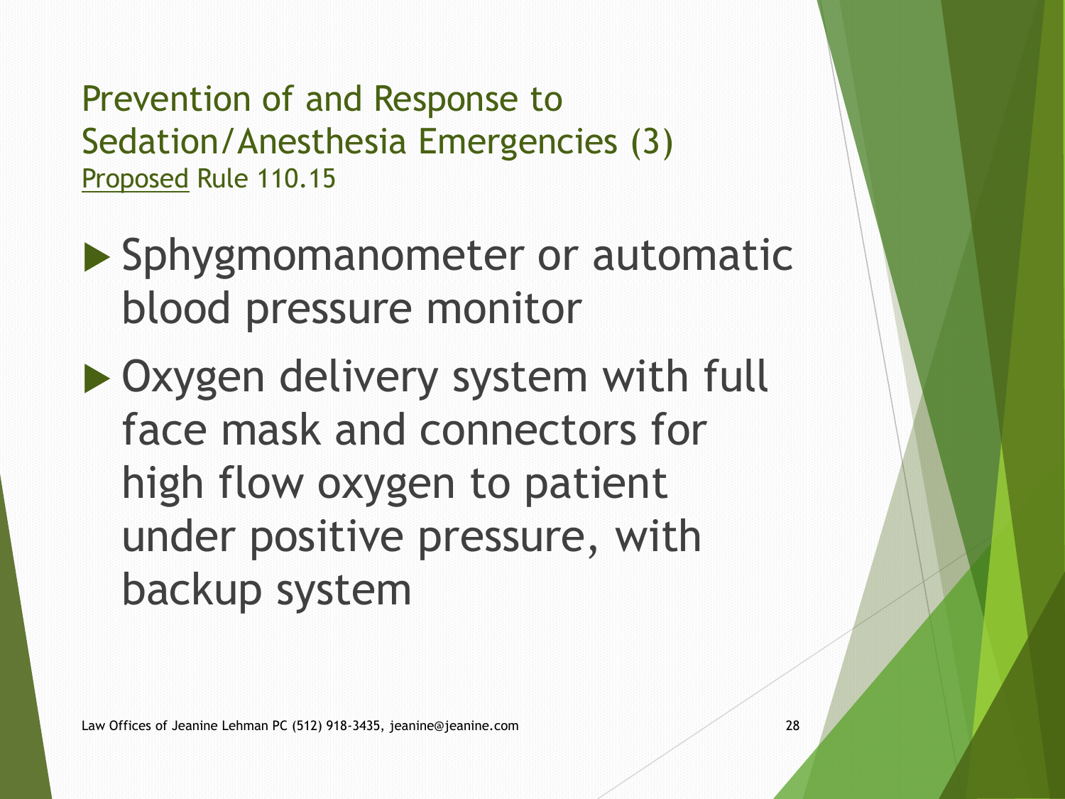## Prevention of and Response to Sedation/Anesthesia Emergencies (3)

Proposed Rule 110.15

- Sphygmomanometer or automatic blood pressure monitor
- Oxygen delivery system with full face mask and connectors for high flow oxygen to patient under positive pressure, with backup system

Law Offices of Jeanine Lehman PC (512) 918-3435, jeanine@jeanine.com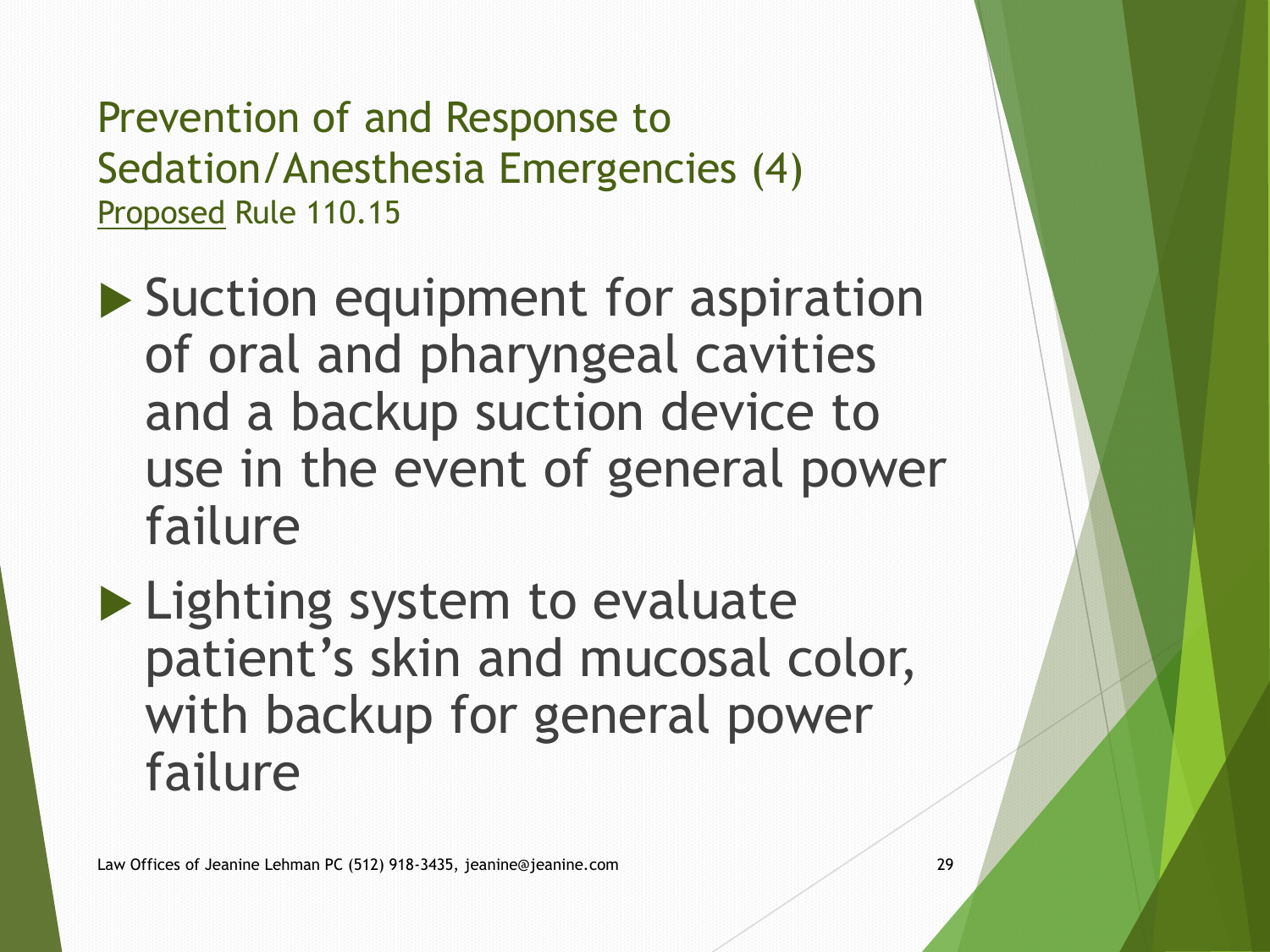## Prevention of and Response to Sedation/Anesthesia Emergencies (4)

Proposed Rule 110.15

- Suction equipment for aspiration of oral and pharyngeal cavities and a backup suction device to use in the event of general power failure
- Lighting system to evaluate patient's skin and mucosal color, with backup for general power failure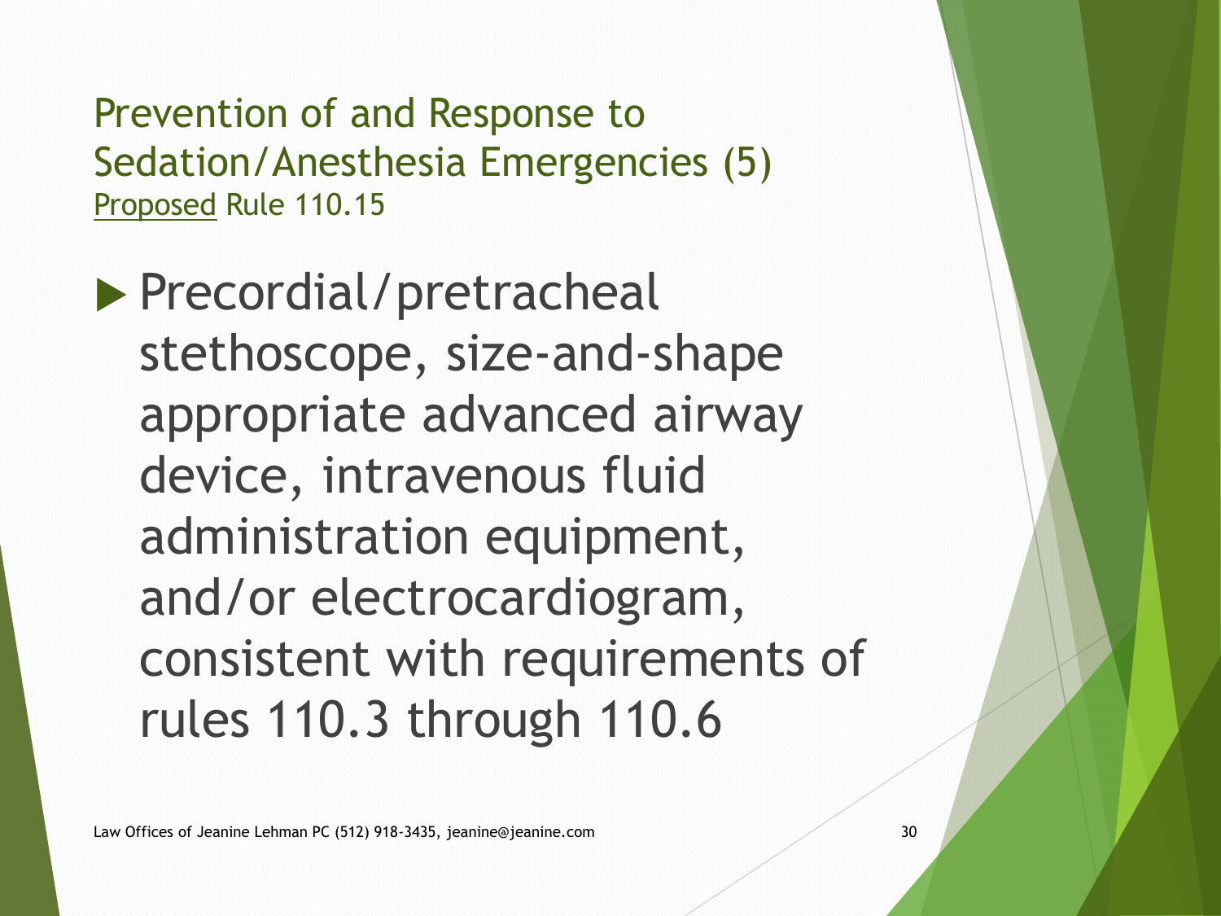## Prevention of and Response to Sedation/Anesthesia Emergencies (5)

Proposed Rule 110.15

- Precordial/pretracheal stethoscope, size-and-shape appropriate advanced airway device, intravenous fluid administration equipment, and/or electrocardiogram, consistent with requirements of rules 110.3 through 110.6

Law Offices of Jeanine Lehman PC (512) 918-3435, jeanine@jeanine.com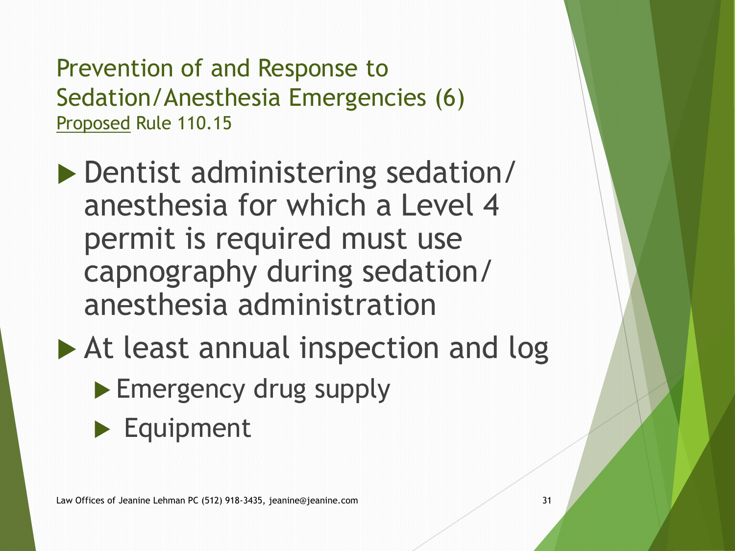## Prevention of and Response to Sedation/Anesthesia Emergencies (6)

Proposed Rule 110.15

- Dentist administering sedation/ anesthesia for which a Level 4 permit is required must use capnography during sedation/ anesthesia administration
- At least annual inspection and log
  - Emergency drug supply
  - Equipment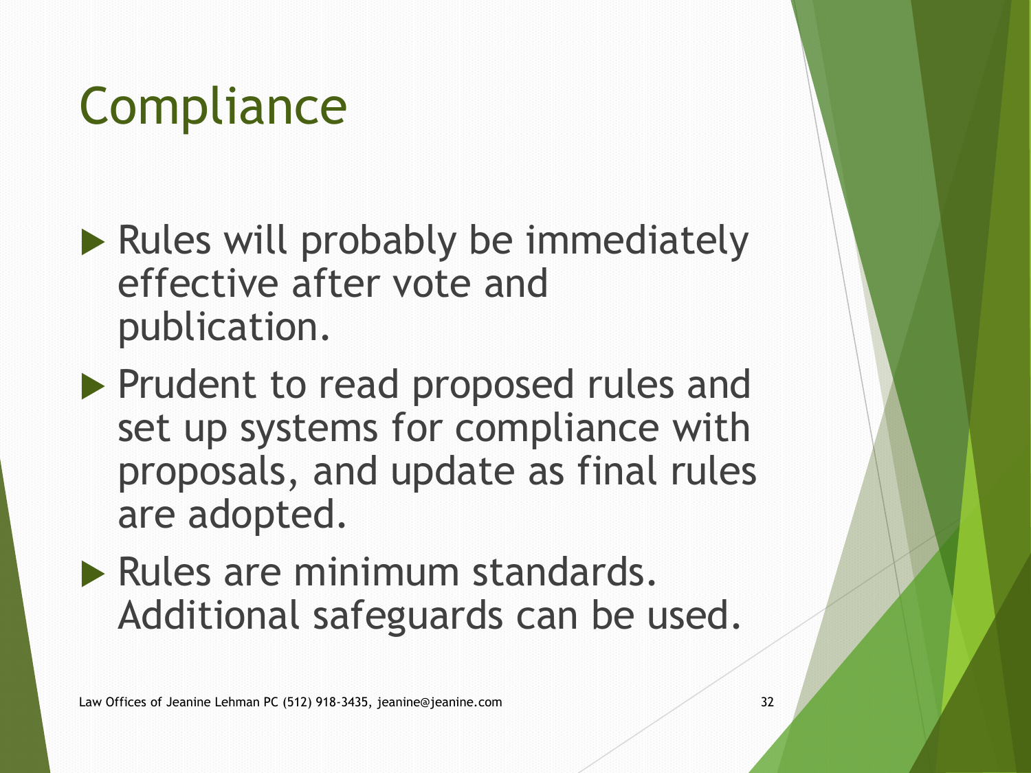# Compliance

- Rules will probably be immediately effective after vote and publication.
- Prudent to read proposed rules and set up systems for compliance with proposals, and update as final rules are adopted.
- Rules are minimum standards. Additional safeguards can be used.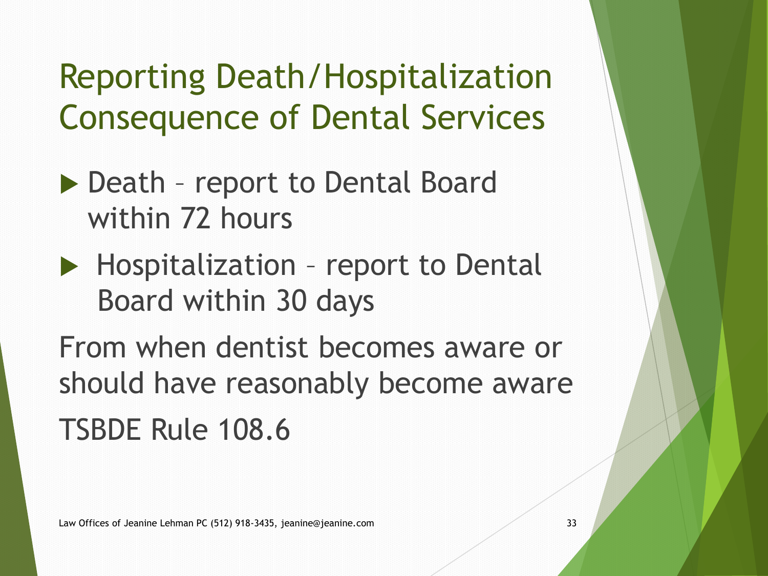# Reporting Death/Hospitalization Consequence of Dental Services

- Death – report to Dental Board within 72 hours
- Hospitalization – report to Dental Board within 30 days

From when dentist becomes aware or should have reasonably become aware

TSBDE Rule 108.6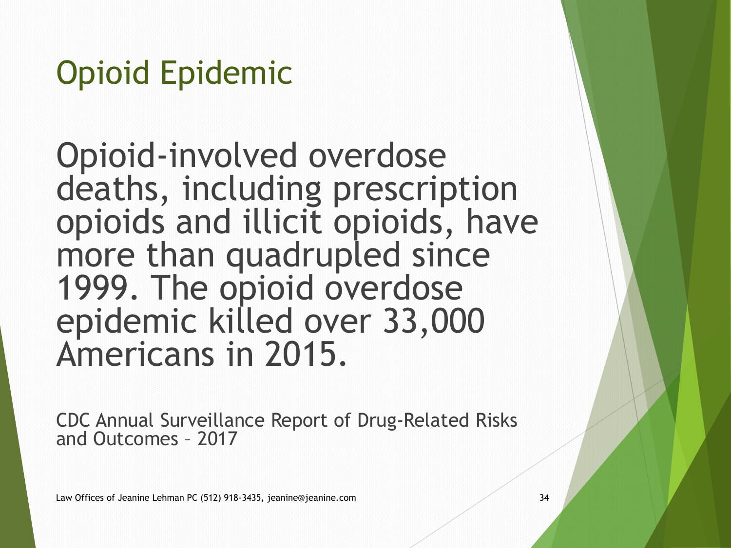# Opioid Epidemic

Opioid-involved overdose deaths, including prescription opioids and illicit opioids, have more than quadrupled since 1999. The opioid overdose epidemic killed over 33,000 Americans in 2015.

CDC Annual Surveillance Report of Drug-Related Risks and Outcomes – 2017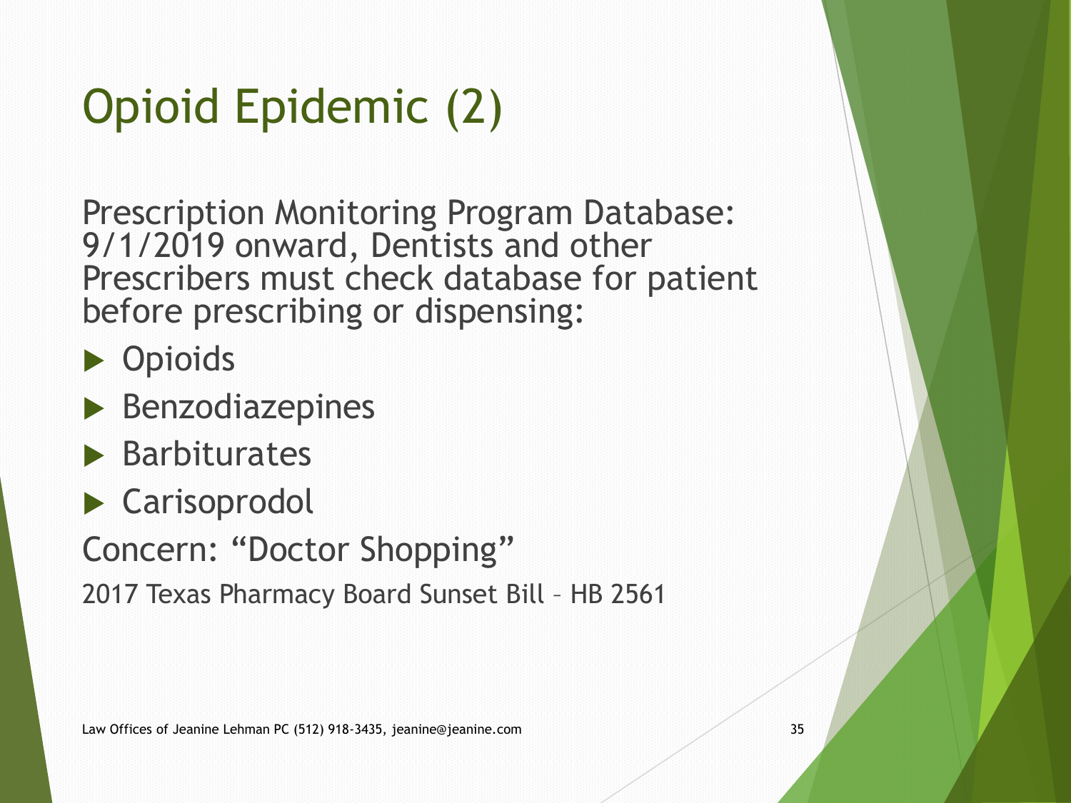# Opioid Epidemic (2)

Prescription Monitoring Program Database: 9/1/2019 onward, Dentists and other Prescribers must check database for patient before prescribing or dispensing:

- Opioids
- Benzodiazepines
- Barbiturates
- Carisoprodol

Concern: “Doctor Shopping”

2017 Texas Pharmacy Board Sunset Bill – HB 2561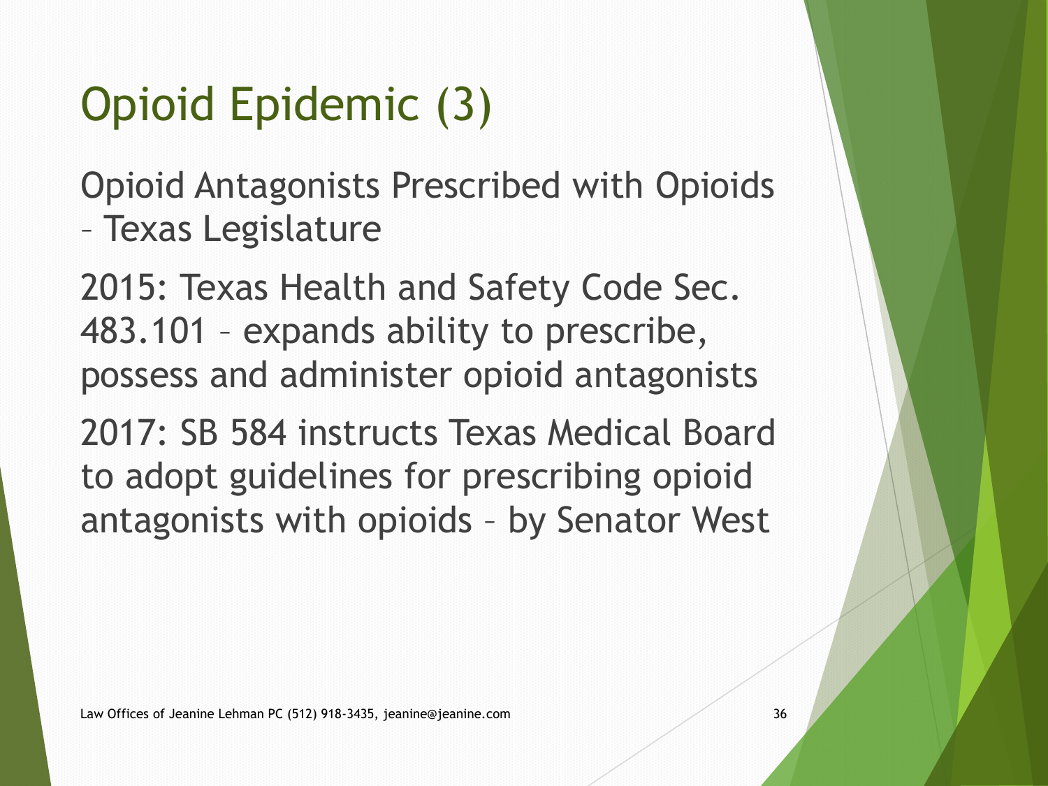# Opioid Epidemic (3)

Opioid Antagonists Prescribed with Opioids – Texas Legislature

2015: Texas Health and Safety Code Sec. 483.101 – expands ability to prescribe, possess and administer opioid antagonists

2017: SB 584 instructs Texas Medical Board to adopt guidelines for prescribing opioid antagonists with opioids – by Senator West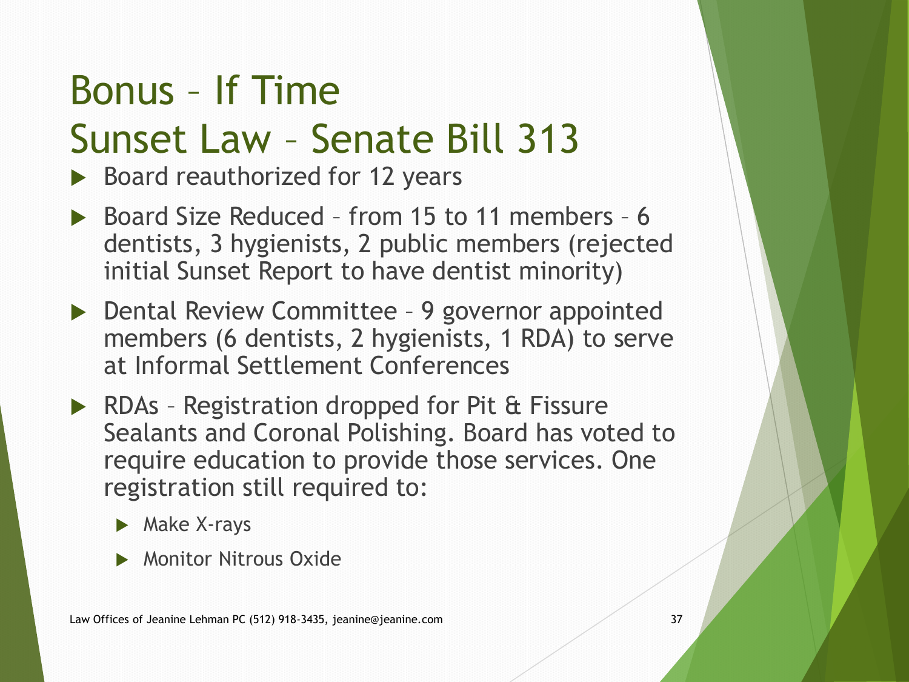# Bonus – If Time
# Sunset Law – Senate Bill 313

- Board reauthorized for 12 years
- Board Size Reduced – from 15 to 11 members – 6 dentists, 3 hygienists, 2 public members (rejected initial Sunset Report to have dentist minority)
- Dental Review Committee – 9 governor appointed members (6 dentists, 2 hygienists, 1 RDA) to serve at Informal Settlement Conferences
- RDAs – Registration dropped for Pit & Fissure Sealants and Coronal Polishing. Board has voted to require education to provide those services. One registration still required to:
  - Make X-rays
  - Monitor Nitrous Oxide

Law Offices of Jeanine Lehman PC (512) 918-3435, jeanine@jeanine.com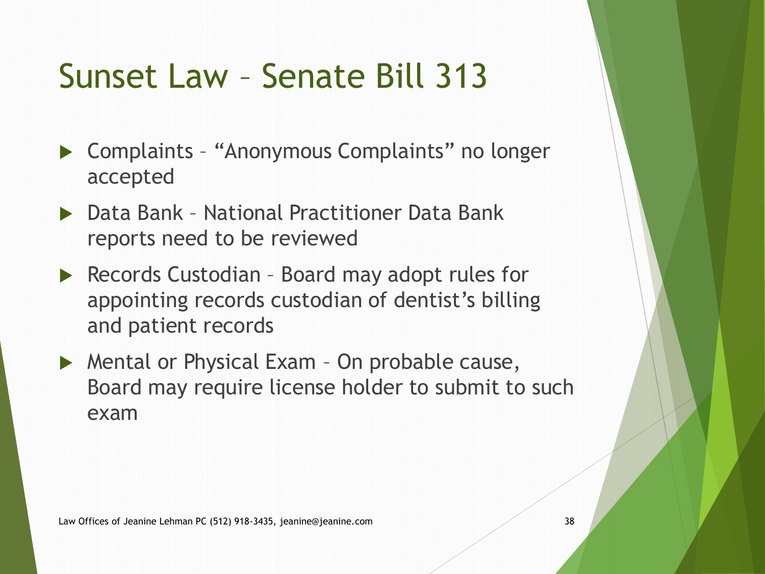# Sunset Law – Senate Bill 313

- Complaints – "Anonymous Complaints" no longer accepted
- Data Bank – National Practitioner Data Bank reports need to be reviewed
- Records Custodian – Board may adopt rules for appointing records custodian of dentist's billing and patient records
- Mental or Physical Exam – On probable cause, Board may require license holder to submit to such exam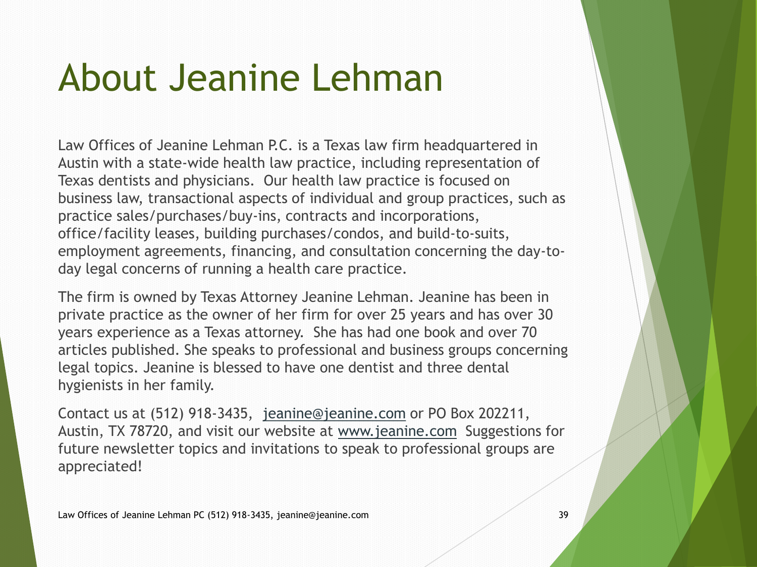# About Jeanine Lehman

Law Offices of Jeanine Lehman P.C. is a Texas law firm headquartered in Austin with a state-wide health law practice, including representation of Texas dentists and physicians. Our health law practice is focused on business law, transactional aspects of individual and group practices, such as practice sales/purchases/buy-ins, contracts and incorporations, office/facility leases, building purchases/condos, and build-to-suits, employment agreements, financing, and consultation concerning the day-to-day legal concerns of running a health care practice.

The firm is owned by Texas Attorney Jeanine Lehman. Jeanine has been in private practice as the owner of her firm for over 25 years and has over 30 years experience as a Texas attorney. She has had one book and over 70 articles published. She speaks to professional and business groups concerning legal topics. Jeanine is blessed to have one dentist and three dental hygienists in her family.

Contact us at (512) 918-3435, jeanine@jeanine.com or PO Box 202211, Austin, TX 78720, and visit our website at www.jeanine.com Suggestions for future newsletter topics and invitations to speak to professional groups are appreciated!